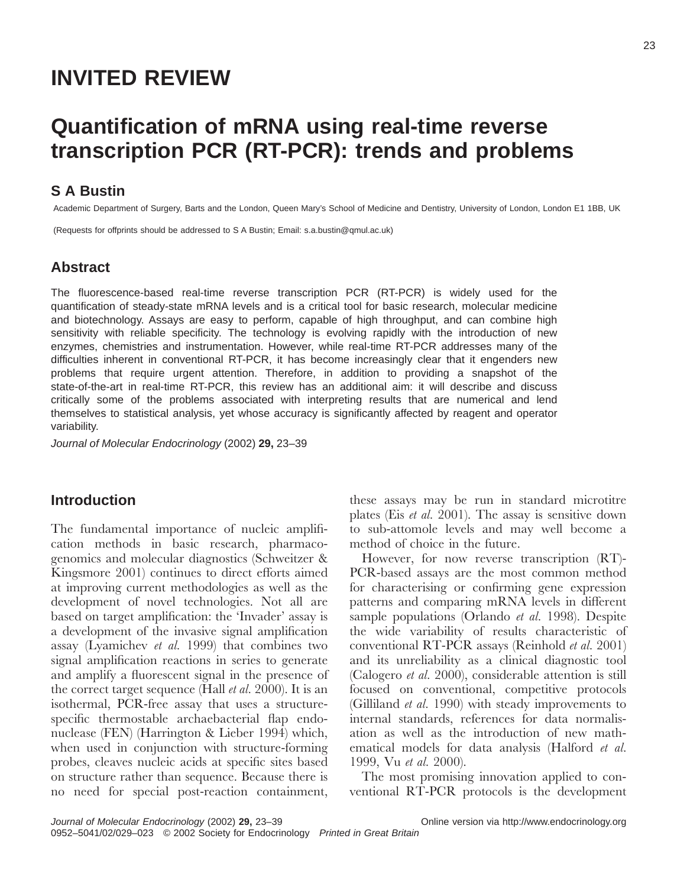# INVITED REVIEW

# Quantification of mRNA using real-time reverse transcription PCR (RT-PCR): trends and problems

## S A Bustin

Academic Department of Surgery, Barts and the London, Queen Mary's School of Medicine and Dentistry, University of London, London E1 1BB, UK

(Requests for offprints should be addressed to S A Bustin; Email: s.a.bustin@qmul.ac.uk)

## Abstract

The fluorescence-based real-time reverse transcription PCR (RT-PCR) is widely used for the quantification of steady-state mRNA levels and is a critical tool for basic research, molecular medicine and biotechnology. Assays are easy to perform, capable of high throughput, and can combine high sensitivity with reliable specificity. The technology is evolving rapidly with the introduction of new enzymes, chemistries and instrumentation. However, while real-time RT-PCR addresses many of the difficulties inherent in conventional RT-PCR, it has become increasingly clear that it engenders new problems that require urgent attention. Therefore, in addition to providing a snapshot of the state-of-the-art in real-time RT-PCR, this review has an additional aim: it will describe and discuss critically some of the problems associated with interpreting results that are numerical and lend themselves to statistical analysis, yet whose accuracy is significantly affected by reagent and operator variability.

*Journal of Molecular Endocrinology* (2002) **29,** 23–39

## Introduction

The fundamental importance of nucleic amplification methods in basic research, pharmacogenomics and molecular diagnostics (Schweitzer & Kingsmore 2001) continues to direct efforts aimed at improving current methodologies as well as the development of novel technologies. Not all are based on target amplification: the 'Invader' assay is a development of the invasive signal amplification assay (Lyamichev *et al.* 1999) that combines two signal amplification reactions in series to generate and amplify a fluorescent signal in the presence of the correct target sequence (Hall *et al.* 2000). It is an isothermal, PCR-free assay that uses a structure-specific thermostable archaebacterial flap endonuclease (FEN) (Harrington & Lieber 1994) which, when used in conjunction with structure-forming probes, cleaves nucleic acids at specific sites based on structure rather than sequence. Because there is no need for special post-reaction containment, these assays may be run in standard microtitre plates (Eis *et al.* 2001). The assay is sensitive down to sub-attomole levels and may well become a method of choice in the future.

However, for now reverse transcription (RT)-PCR-based assays are the most common method for characterising or confirming gene expression patterns and comparing mRNA levels in different sample populations (Orlando *et al.* 1998). Despite the wide variability of results characteristic of conventional RT-PCR assays (Reinhold *et al.* 2001) and its unreliability as a clinical diagnostic tool (Calogero *et al.* 2000), considerable attention is still focused on conventional, competitive protocols (Gilliland *et al.* 1990) with steady improvements to internal standards, references for data normalisation as well as the introduction of new mathematical models for data analysis (Halford *et al.* 1999, Vu *et al.* 2000).

The most promising innovation applied to conventional RT-PCR protocols is the development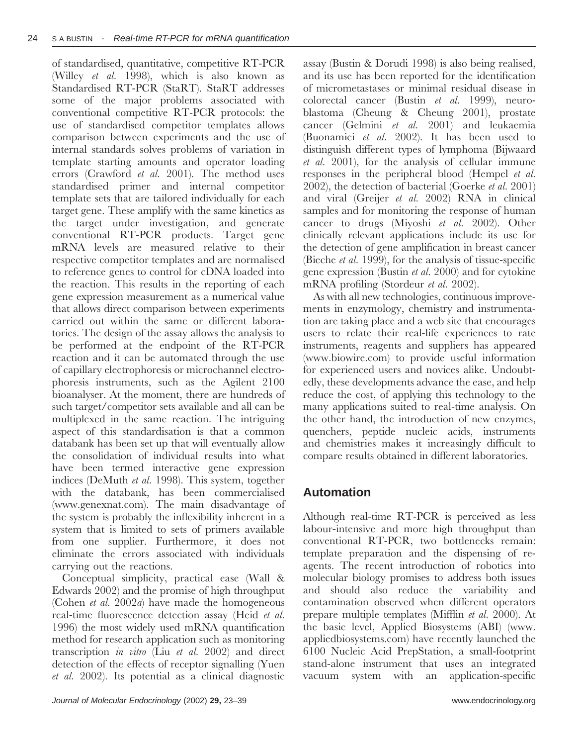of standardised, quantitative, competitive RT-PCR (Willey *et al.* 1998), which is also known as Standardised RT-PCR (StaRT). StaRT addresses some of the major problems associated with conventional competitive RT-PCR protocols: the use of standardised competitor templates allows comparison between experiments and the use of internal standards solves problems of variation in template starting amounts and operator loading errors (Crawford *et al.* 2001). The method uses standardised primer and internal competitor template sets that are tailored individually for each target gene. These amplify with the same kinetics as the target under investigation, and generate conventional RT-PCR products. Target gene mRNA levels are measured relative to their respective competitor templates and are normalised to reference genes to control for cDNA loaded into the reaction. This results in the reporting of each gene expression measurement as a numerical value that allows direct comparison between experiments carried out within the same or different laboratories. The design of the assay allows the analysis to be performed at the endpoint of the RT-PCR reaction and it can be automated through the use of capillary electrophoresis or microchannel electrophoresis instruments, such as the Agilent 2100 bioanalyser. At the moment, there are hundreds of such target/competitor sets available and all can be multiplexed in the same reaction. The intriguing aspect of this standardisation is that a common databank has been set up that will eventually allow the consolidation of individual results into what have been termed interactive gene expression indices (DeMuth *et al.* 1998). This system, together with the databank, has been commercialised (www.genexnat.com). The main disadvantage of the system is probably the inflexibility inherent in a system that is limited to sets of primers available from one supplier. Furthermore, it does not eliminate the errors associated with individuals carrying out the reactions.

Conceptual simplicity, practical ease (Wall & Edwards 2002) and the promise of high throughput (Cohen *et al.* 2002*a*) have made the homogeneous real-time fluorescence detection assay (Heid *et al.* 1996) the most widely used mRNA quantification method for research application such as monitoring transcription *in vitro* (Liu *et al.* 2002) and direct detection of the effects of receptor signalling (Yuen *et al.* 2002). Its potential as a clinical diagnostic assay (Bustin & Dorudi 1998) is also being realised, and its use has been reported for the identification of micrometastases or minimal residual disease in colorectal cancer (Bustin *et al.* 1999), neuroblastoma (Cheung & Cheung 2001), prostate cancer (Gelmini *et al.* 2001) and leukaemia (Buonamici *et al.* 2002). It has been used to distinguish different types of lymphoma (Bijwaard *et al.* 2001), for the analysis of cellular immune responses in the peripheral blood (Hempel *et al.* 2002), the detection of bacterial (Goerke *et al.* 2001) and viral (Greijer *et al.* 2002) RNA in clinical samples and for monitoring the response of human cancer to drugs (Miyoshi *et al.* 2002). Other clinically relevant applications include its use for the detection of gene amplification in breast cancer (Bieche *et al.* 1999), for the analysis of tissue-specific gene expression (Bustin *et al.* 2000) and for cytokine mRNA profiling (Stordeur *et al.* 2002).

As with all new technologies, continuous improvements in enzymology, chemistry and instrumentation are taking place and a web site that encourages users to relate their real-life experiences to rate instruments, reagents and suppliers has appeared (www.biowire.com) to provide useful information for experienced users and novices alike. Undoubtedly, these developments advance the ease, and help reduce the cost, of applying this technology to the many applications suited to real-time analysis. On the other hand, the introduction of new enzymes, quenchers, peptide nucleic acids, instruments and chemistries makes it increasingly difficult to compare results obtained in different laboratories.

## Automation

Although real-time RT-PCR is perceived as less labour-intensive and more high throughput than conventional RT-PCR, two bottlenecks remain: template preparation and the dispensing of reagents. The recent introduction of robotics into molecular biology promises to address both issues and should also reduce the variability and contamination observed when different operators prepare multiple templates (Mifflin *et al.* 2000). At the basic level, Applied Biosystems (ABI) (www.appliedbiosystems.com) have recently launched the 6100 Nucleic Acid PrepStation, a small-footprint stand-alone instrument that uses an integrated vacuum system with an application-specific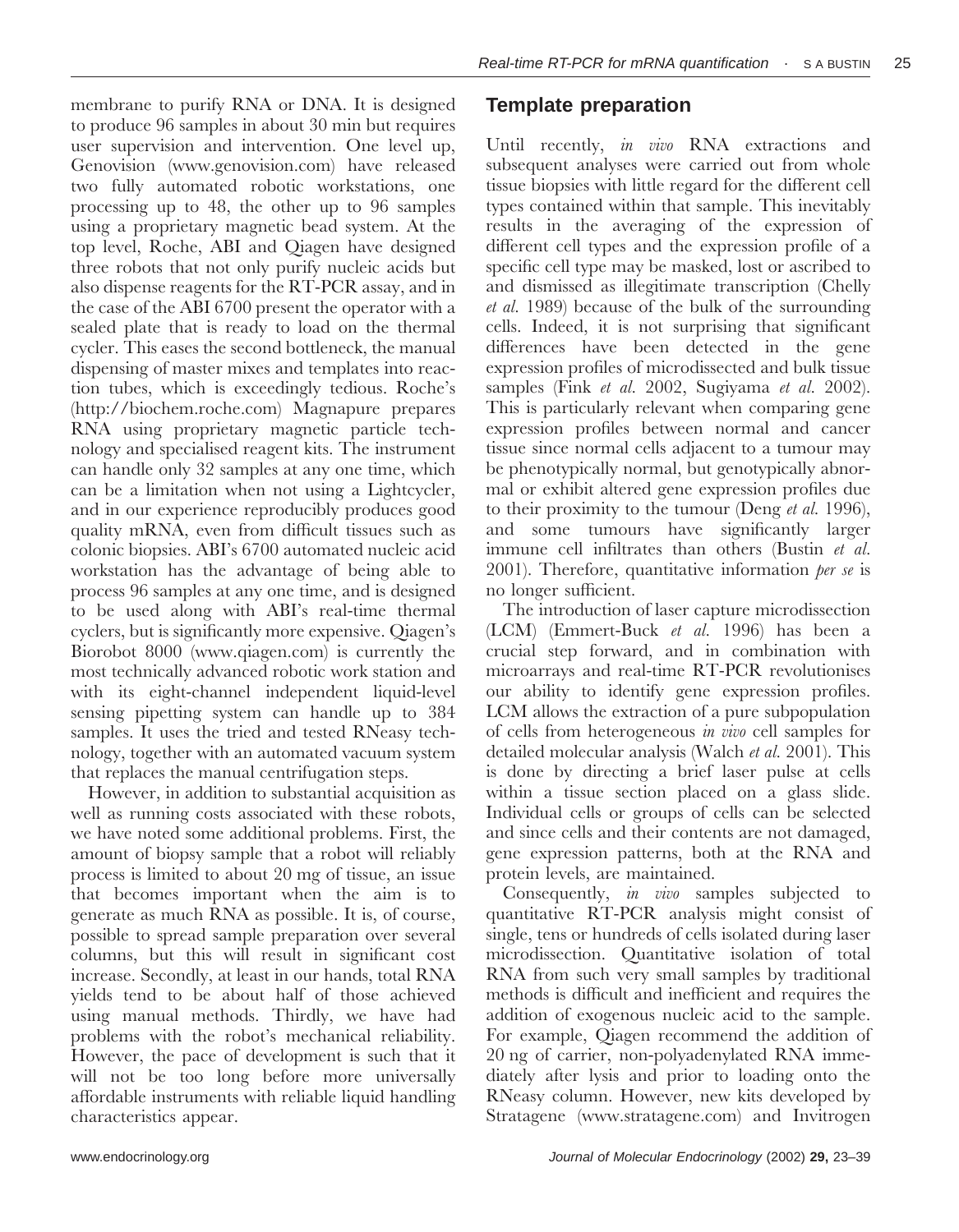membrane to purify RNA or DNA. It is designed to produce 96 samples in about 30 min but requires user supervision and intervention. One level up, Genovision (www.genovision.com) have released two fully automated robotic workstations, one processing up to 48, the other up to 96 samples using a proprietary magnetic bead system. At the top level, Roche, ABI and Qiagen have designed three robots that not only purify nucleic acids but also dispense reagents for the RT-PCR assay, and in the case of the ABI 6700 present the operator with a sealed plate that is ready to load on the thermal cycler. This eases the second bottleneck, the manual dispensing of master mixes and templates into reaction tubes, which is exceedingly tedious. Roche's (http://biochem.roche.com) Magnapure prepares RNA using proprietary magnetic particle technology and specialised reagent kits. The instrument can handle only 32 samples at any one time, which can be a limitation when not using a Lightcycler, and in our experience reproducibly produces good quality mRNA, even from difficult tissues such as colonic biopsies. ABI's 6700 automated nucleic acid workstation has the advantage of being able to process 96 samples at any one time, and is designed to be used along with ABI's real-time thermal cyclers, but is significantly more expensive. Qiagen's Biorobot 8000 (www.qiagen.com) is currently the most technically advanced robotic work station and with its eight-channel independent liquid-level sensing pipetting system can handle up to 384 samples. It uses the tried and tested RNeasy technology, together with an automated vacuum system that replaces the manual centrifugation steps.

However, in addition to substantial acquisition as well as running costs associated with these robots, we have noted some additional problems. First, the amount of biopsy sample that a robot will reliably process is limited to about 20 mg of tissue, an issue that becomes important when the aim is to generate as much RNA as possible. It is, of course, possible to spread sample preparation over several columns, but this will result in significant cost increase. Secondly, at least in our hands, total RNA yields tend to be about half of those achieved using manual methods. Thirdly, we have had problems with the robot's mechanical reliability. However, the pace of development is such that it will not be too long before more universally affordable instruments with reliable liquid handling characteristics appear.

## Template preparation

Until recently, *in vivo* RNA extractions and subsequent analyses were carried out from whole tissue biopsies with little regard for the different cell types contained within that sample. This inevitably results in the averaging of the expression of different cell types and the expression profile of a specific cell type may be masked, lost or ascribed to and dismissed as illegitimate transcription (Chelly *et al.* 1989) because of the bulk of the surrounding cells. Indeed, it is not surprising that significant differences have been detected in the gene expression profiles of microdissected and bulk tissue samples (Fink *et al.* 2002, Sugiyama *et al.* 2002). This is particularly relevant when comparing gene expression profiles between normal and cancer tissue since normal cells adjacent to a tumour may be phenotypically normal, but genotypically abnormal or exhibit altered gene expression profiles due to their proximity to the tumour (Deng *et al.* 1996), and some tumours have significantly larger immune cell infiltrates than others (Bustin *et al.* 2001). Therefore, quantitative information *per se* is no longer sufficient.

The introduction of laser capture microdissection (LCM) (Emmert-Buck *et al.* 1996) has been a crucial step forward, and in combination with microarrays and real-time RT-PCR revolutionises our ability to identify gene expression profiles. LCM allows the extraction of a pure subpopulation of cells from heterogeneous *in vivo* cell samples for detailed molecular analysis (Walch *et al.* 2001). This is done by directing a brief laser pulse at cells within a tissue section placed on a glass slide. Individual cells or groups of cells can be selected and since cells and their contents are not damaged, gene expression patterns, both at the RNA and protein levels, are maintained.

Consequently, *in vivo* samples subjected to quantitative RT-PCR analysis might consist of single, tens or hundreds of cells isolated during laser microdissection. Quantitative isolation of total RNA from such very small samples by traditional methods is difficult and inefficient and requires the addition of exogenous nucleic acid to the sample. For example, Qiagen recommend the addition of 20 ng of carrier, non-polyadenylated RNA immediately after lysis and prior to loading onto the RNeasy column. However, new kits developed by Stratagene (www.stratagene.com) and Invitrogen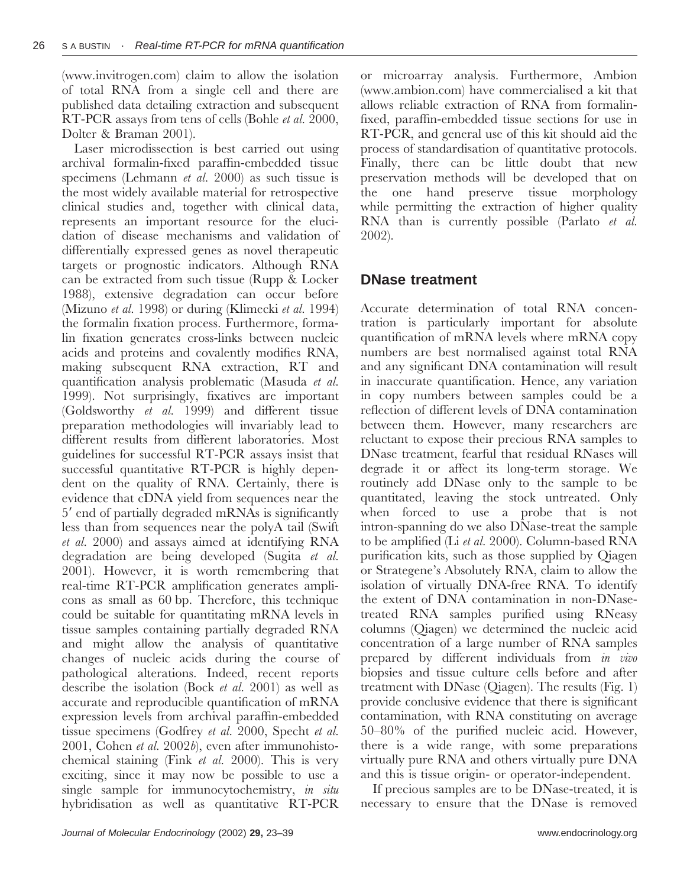(www.invitrogen.com) claim to allow the isolation of total RNA from a single cell and there are published data detailing extraction and subsequent RT-PCR assays from tens of cells (Bohle *et al.* 2000, Dolter & Braman 2001).

Laser microdissection is best carried out using archival formalin-fixed paraffin-embedded tissue specimens (Lehmann *et al.* 2000) as such tissue is the most widely available material for retrospective clinical studies and, together with clinical data, represents an important resource for the elucidation of disease mechanisms and validation of differentially expressed genes as novel therapeutic targets or prognostic indicators. Although RNA can be extracted from such tissue (Rupp & Locker 1988), extensive degradation can occur before (Mizuno *et al.* 1998) or during (Klimecki *et al.* 1994) the formalin fixation process. Furthermore, formalin fixation generates cross-links between nucleic acids and proteins and covalently modifies RNA, making subsequent RNA extraction, RT and quantification analysis problematic (Masuda *et al.* 1999). Not surprisingly, fixatives are important (Goldsworthy *et al.* 1999) and different tissue preparation methodologies will invariably lead to different results from different laboratories. Most guidelines for successful RT-PCR assays insist that successful quantitative RT-PCR is highly dependent on the quality of RNA. Certainly, there is evidence that cDNA yield from sequences near the 5′ end of partially degraded mRNAs is significantly less than from sequences near the polyA tail (Swift *et al.* 2000) and assays aimed at identifying RNA degradation are being developed (Sugita *et al.* 2001). However, it is worth remembering that real-time RT-PCR amplification generates amplicons as small as 60 bp. Therefore, this technique could be suitable for quantitating mRNA levels in tissue samples containing partially degraded RNA and might allow the analysis of quantitative changes of nucleic acids during the course of pathological alterations. Indeed, recent reports describe the isolation (Bock *et al.* 2001) as well as accurate and reproducible quantification of mRNA expression levels from archival paraffin-embedded tissue specimens (Godfrey *et al.* 2000, Specht *et al.* 2001, Cohen *et al.* 2002*b*), even after immunohistochemical staining (Fink *et al.* 2000). This is very exciting, since it may now be possible to use a single sample for immunocytochemistry, *in situ* hybridisation as well as quantitative RT-PCR or microarray analysis. Furthermore, Ambion (www.ambion.com) have commercialised a kit that allows reliable extraction of RNA from formalin-fixed, paraffin-embedded tissue sections for use in RT-PCR, and general use of this kit should aid the process of standardisation of quantitative protocols. Finally, there can be little doubt that new preservation methods will be developed that on the one hand preserve tissue morphology while permitting the extraction of higher quality RNA than is currently possible (Parlato *et al.* 2002).

## DNase treatment

Accurate determination of total RNA concentration is particularly important for absolute quantification of mRNA levels where mRNA copy numbers are best normalised against total RNA and any significant DNA contamination will result in inaccurate quantification. Hence, any variation in copy numbers between samples could be a reflection of different levels of DNA contamination between them. However, many researchers are reluctant to expose their precious RNA samples to DNase treatment, fearful that residual RNases will degrade it or affect its long-term storage. We routinely add DNase only to the sample to be quantitated, leaving the stock untreated. Only when forced to use a probe that is not intron-spanning do we also DNase-treat the sample to be amplified (Li *et al.* 2000). Column-based RNA purification kits, such as those supplied by Qiagen or Strategene's Absolutely RNA, claim to allow the isolation of virtually DNA-free RNA. To identify the extent of DNA contamination in non-DNase-treated RNA samples purified using RNeasy columns (Qiagen) we determined the nucleic acid concentration of a large number of RNA samples prepared by different individuals from *in vivo* biopsies and tissue culture cells before and after treatment with DNase (Qiagen). The results (Fig. 1) provide conclusive evidence that there is significant contamination, with RNA constituting on average 50–80% of the purified nucleic acid. However, there is a wide range, with some preparations virtually pure RNA and others virtually pure DNA and this is tissue origin- or operator-independent.

If precious samples are to be DNase-treated, it is necessary to ensure that the DNase is removed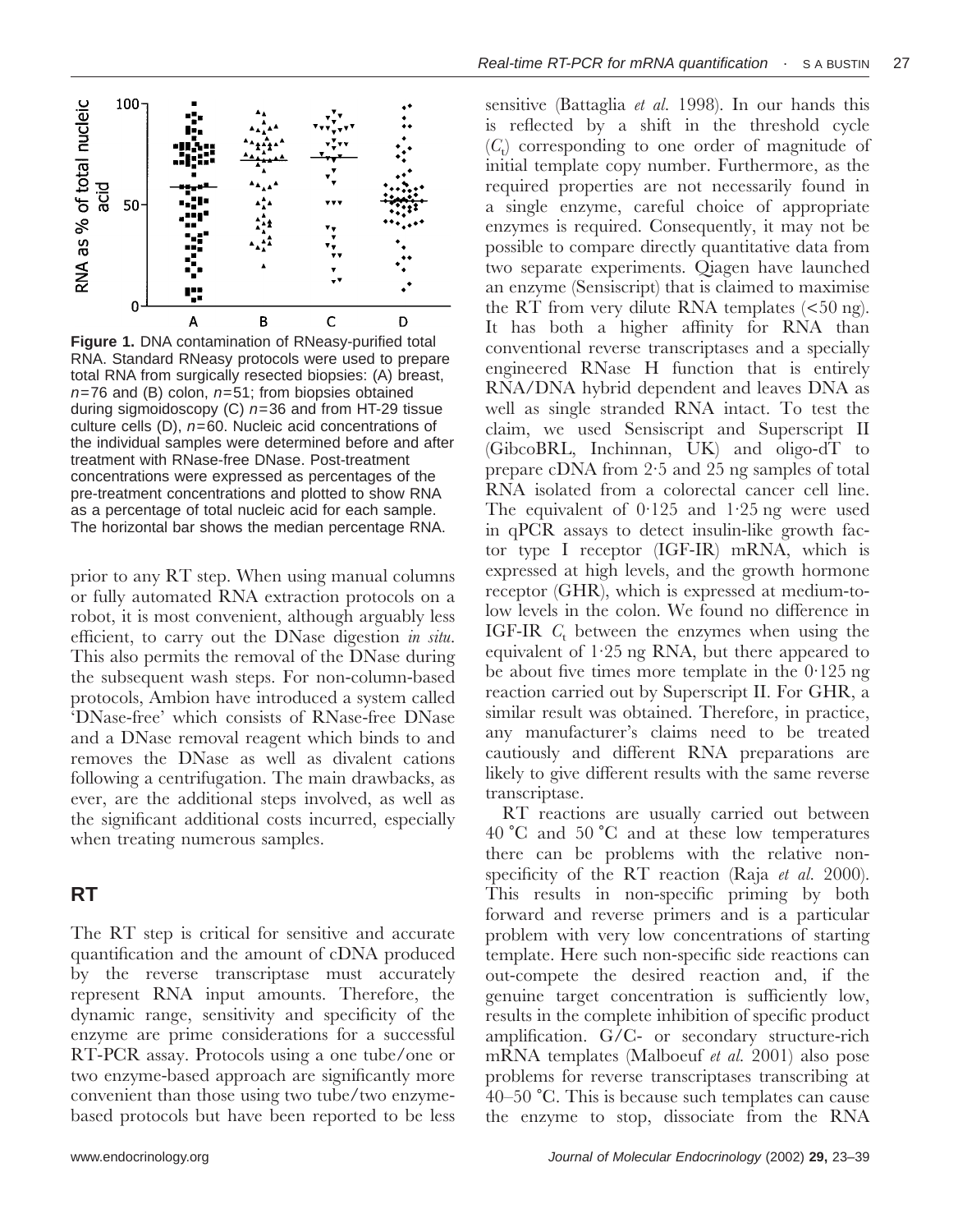RNA as % of total nucleic acid

100

50

0

A B C D

**Figure 1.** DNA contamination of RNeasy-purified total RNA. Standard RNeasy protocols were used to prepare total RNA from surgically resected biopsies: (A) breast, $n$=76 and (B) colon, $n$=51; from biopsies obtained during sigmoidoscopy (C) $n$=36 and from HT-29 tissue culture cells (D), $n$=60. Nucleic acid concentrations of the individual samples were determined before and after treatment with RNase-free DNase. Post-treatment concentrations were expressed as percentages of the pre-treatment concentrations and plotted to show RNA as a percentage of total nucleic acid for each sample. The horizontal bar shows the median percentage RNA.

prior to any RT step. When using manual columns or fully automated RNA extraction protocols on a robot, it is most convenient, although arguably less efficient, to carry out the DNase digestion *in situ*. This also permits the removal of the DNase during the subsequent wash steps. For non-column-based protocols, Ambion have introduced a system called 'DNase-free' which consists of RNase-free DNase and a DNase removal reagent which binds to and removes the DNase as well as divalent cations following a centrifugation. The main drawbacks, as ever, are the additional steps involved, as well as the significant additional costs incurred, especially when treating numerous samples.

## RT

The RT step is critical for sensitive and accurate quantification and the amount of cDNA produced by the reverse transcriptase must accurately represent RNA input amounts. Therefore, the dynamic range, sensitivity and specificity of the enzyme are prime considerations for a successful RT-PCR assay. Protocols using a one tube/one or two enzyme-based approach are significantly more convenient than those using two tube/two enzyme-based protocols but have been reported to be less sensitive (Battaglia *et al.* 1998). In our hands this is reflected by a shift in the threshold cycle ($C_t$) corresponding to one order of magnitude of initial template copy number. Furthermore, as the required properties are not necessarily found in a single enzyme, careful choice of appropriate enzymes is required. Consequently, it may not be possible to compare directly quantitative data from two separate experiments. Qiagen have launched an enzyme (Sensiscript) that is claimed to maximise the RT from very dilute RNA templates (<50 ng). It has both a higher affinity for RNA than conventional reverse transcriptases and a specially engineered RNase H function that is entirely RNA/DNA hybrid dependent and leaves DNA as well as single stranded RNA intact. To test the claim, we used Sensiscript and Superscript II (GibcoBRL, Inchinnan, UK) and oligo-dT to prepare cDNA from 2·5 and 25 ng samples of total RNA isolated from a colorectal cancer cell line. The equivalent of 0·125 and 1·25 ng were used in qPCR assays to detect insulin-like growth factor type I receptor (IGF-IR) mRNA, which is expressed at high levels, and the growth hormone receptor (GHR), which is expressed at medium-to-low levels in the colon. We found no difference in IGF-IR $C_t$ between the enzymes when using the equivalent of 1·25 ng RNA, but there appeared to be about five times more template in the 0·125 ng reaction carried out by Superscript II. For GHR, a similar result was obtained. Therefore, in practice, any manufacturer's claims need to be treated cautiously and different RNA preparations are likely to give different results with the same reverse transcriptase.

RT reactions are usually carried out between 40 °C and 50 °C and at these low temperatures there can be problems with the relative non-specificity of the RT reaction (Raja *et al.* 2000). This results in non-specific priming by both forward and reverse primers and is a particular problem with very low concentrations of starting template. Here such non-specific side reactions can out-compete the desired reaction and, if the genuine target concentration is sufficiently low, results in the complete inhibition of specific product amplification. G/C- or secondary structure-rich mRNA templates (Malboeuf *et al.* 2001) also pose problems for reverse transcriptases transcribing at 40–50 °C. This is because such templates can cause the enzyme to stop, dissociate from the RNA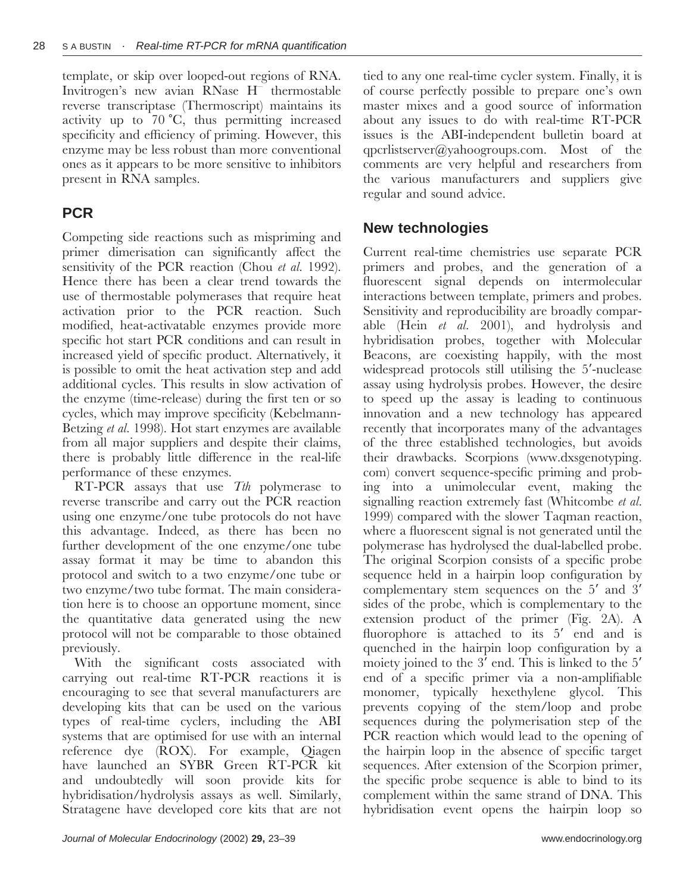template, or skip over looped-out regions of RNA. Invitrogen's new avian RNase H$^{-}$ thermostable reverse transcriptase (Thermoscript) maintains its activity up to 70 °C, thus permitting increased specificity and efficiency of priming. However, this enzyme may be less robust than more conventional ones as it appears to be more sensitive to inhibitors present in RNA samples.

## PCR

Competing side reactions such as mispriming and primer dimerisation can significantly affect the sensitivity of the PCR reaction (Chou *et al.* 1992). Hence there has been a clear trend towards the use of thermostable polymerases that require heat activation prior to the PCR reaction. Such modified, heat-activatable enzymes provide more specific hot start PCR conditions and can result in increased yield of specific product. Alternatively, it is possible to omit the heat activation step and add additional cycles. This results in slow activation of the enzyme (time-release) during the first ten or so cycles, which may improve specificity (Kebelmann-Betzing *et al.* 1998). Hot start enzymes are available from all major suppliers and despite their claims, there is probably little difference in the real-life performance of these enzymes.

RT-PCR assays that use *Tth* polymerase to reverse transcribe and carry out the PCR reaction using one enzyme/one tube protocols do not have this advantage. Indeed, as there has been no further development of the one enzyme/one tube assay format it may be time to abandon this protocol and switch to a two enzyme/one tube or two enzyme/two tube format. The main consideration here is to choose an opportune moment, since the quantitative data generated using the new protocol will not be comparable to those obtained previously.

With the significant costs associated with carrying out real-time RT-PCR reactions it is encouraging to see that several manufacturers are developing kits that can be used on the various types of real-time cyclers, including the ABI systems that are optimised for use with an internal reference dye (ROX). For example, Qiagen have launched an SYBR Green RT-PCR kit and undoubtedly will soon provide kits for hybridisation/hydrolysis assays as well. Similarly, Stratagene have developed core kits that are not tied to any one real-time cycler system. Finally, it is of course perfectly possible to prepare one's own master mixes and a good source of information about any issues to do with real-time RT-PCR issues is the ABI-independent bulletin board at qpcrlistserver@yahoogroups.com. Most of the comments are very helpful and researchers from the various manufacturers and suppliers give regular and sound advice.

## New technologies

Current real-time chemistries use separate PCR primers and probes, and the generation of a fluorescent signal depends on intermolecular interactions between template, primers and probes. Sensitivity and reproducibility are broadly comparable (Hein *et al.* 2001), and hydrolysis and hybridisation probes, together with Molecular Beacons, are coexisting happily, with the most widespread protocols still utilising the 5′-nuclease assay using hydrolysis probes. However, the desire to speed up the assay is leading to continuous innovation and a new technology has appeared recently that incorporates many of the advantages of the three established technologies, but avoids their drawbacks. Scorpions (www.dxsgenotyping.com) convert sequence-specific priming and probing into a unimolecular event, making the signalling reaction extremely fast (Whitcombe *et al.* 1999) compared with the slower Taqman reaction, where a fluorescent signal is not generated until the polymerase has hydrolysed the dual-labelled probe. The original Scorpion consists of a specific probe sequence held in a hairpin loop configuration by complementary stem sequences on the 5′ and 3′ sides of the probe, which is complementary to the extension product of the primer (Fig. 2A). A fluorophore is attached to its 5′ end and is quenched in the hairpin loop configuration by a moiety joined to the 3′ end. This is linked to the 5′ end of a specific primer via a non-amplifiable monomer, typically hexethylene glycol. This prevents copying of the stem/loop and probe sequences during the polymerisation step of the PCR reaction which would lead to the opening of the hairpin loop in the absence of specific target sequences. After extension of the Scorpion primer, the specific probe sequence is able to bind to its complement within the same strand of DNA. This hybridisation event opens the hairpin loop so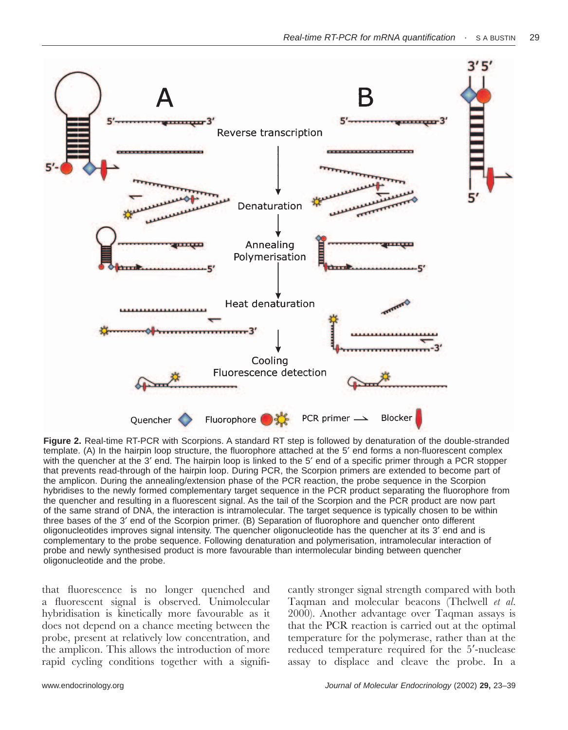**Figure 2.** Real-time RT-PCR with Scorpions. A standard RT step is followed by denaturation of the double-stranded template. (A) In the hairpin loop structure, the fluorophore attached at the 5′ end forms a non-fluorescent complex with the quencher at the 3′ end. The hairpin loop is linked to the 5′ end of a specific primer through a PCR stopper that prevents read-through of the hairpin loop. During PCR, the Scorpion primers are extended to become part of the amplicon. During the annealing/extension phase of the PCR reaction, the probe sequence in the Scorpion hybridises to the newly formed complementary target sequence in the PCR product separating the fluorophore from the quencher and resulting in a fluorescent signal. As the tail of the Scorpion and the PCR product are now part of the same strand of DNA, the interaction is intramolecular. The target sequence is typically chosen to be within three bases of the 3′ end of the Scorpion primer. (B) Separation of fluorophore and quencher onto different oligonucleotides improves signal intensity. The quencher oligonucleotide has the quencher at its 3′ end and is complementary to the probe sequence. Following denaturation and polymerisation, intramolecular interaction of probe and newly synthesised product is more favourable than intermolecular binding between quencher oligonucleotide and the probe.

that fluorescence is no longer quenched and a fluorescent signal is observed. Unimolecular hybridisation is kinetically more favourable as it does not depend on a chance meeting between the probe, present at relatively low concentration, and the amplicon. This allows the introduction of more rapid cycling conditions together with a significantly stronger signal strength compared with both Taqman and molecular beacons (Thelwell *et al.* 2000). Another advantage over Taqman assays is that the PCR reaction is carried out at the optimal temperature for the polymerase, rather than at the reduced temperature required for the 5′-nuclease assay to displace and cleave the probe. In a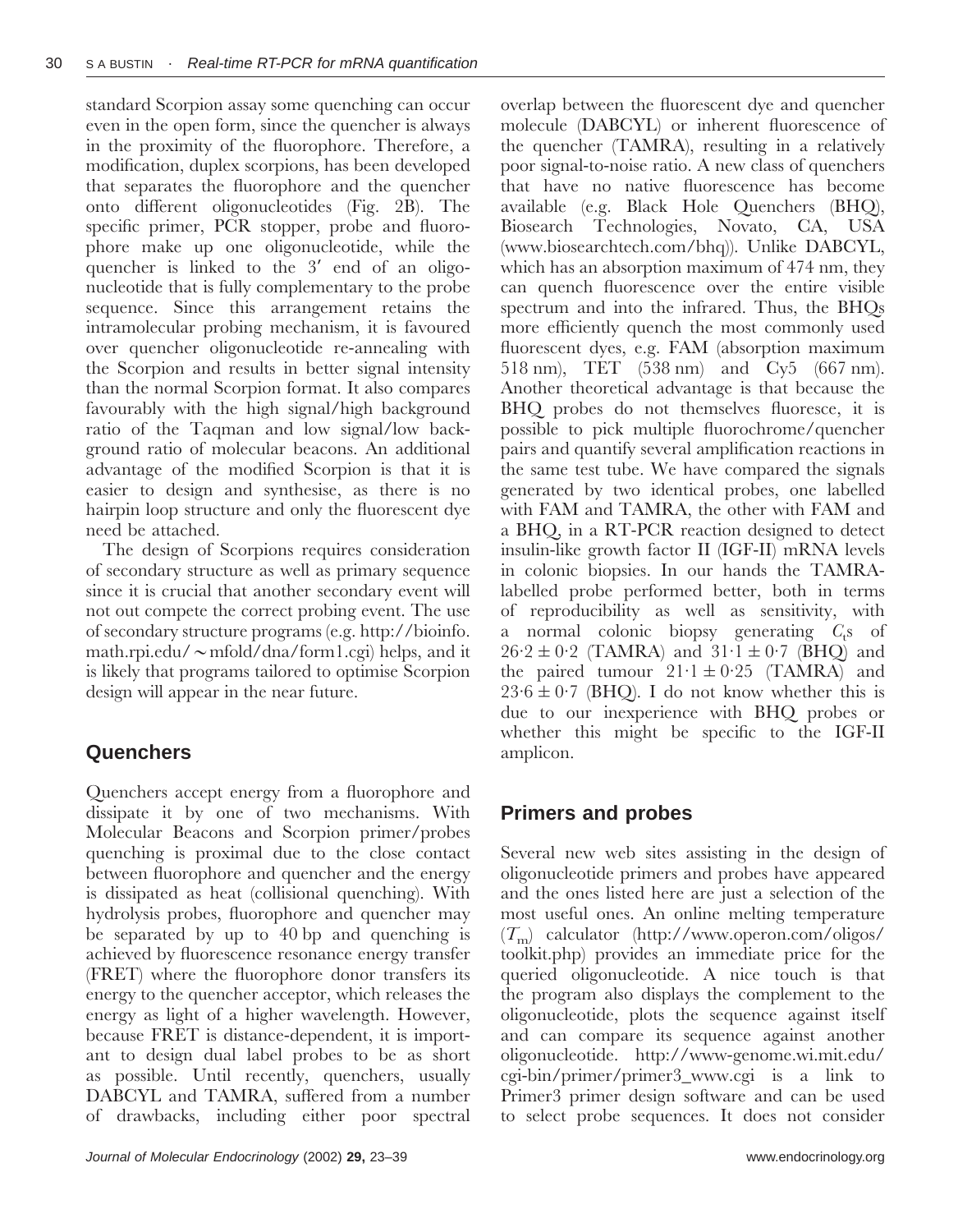standard Scorpion assay some quenching can occur even in the open form, since the quencher is always in the proximity of the fluorophore. Therefore, a modification, duplex scorpions, has been developed that separates the fluorophore and the quencher onto different oligonucleotides (Fig. 2B). The specific primer, PCR stopper, probe and fluorophore make up one oligonucleotide, while the quencher is linked to the 3′ end of an oligonucleotide that is fully complementary to the probe sequence. Since this arrangement retains the intramolecular probing mechanism, it is favoured over quencher oligonucleotide re-annealing with the Scorpion and results in better signal intensity than the normal Scorpion format. It also compares favourably with the high signal/high background ratio of the Taqman and low signal/low background ratio of molecular beacons. An additional advantage of the modified Scorpion is that it is easier to design and synthesise, as there is no hairpin loop structure and only the fluorescent dye need be attached.

The design of Scorpions requires consideration of secondary structure as well as primary sequence since it is crucial that another secondary event will not out compete the correct probing event. The use of secondary structure programs (e.g. http://bioinfo.math.rpi.edu/~mfold/dna/form1.cgi) helps, and it is likely that programs tailored to optimise Scorpion design will appear in the near future.

## Quenchers

Quenchers accept energy from a fluorophore and dissipate it by one of two mechanisms. With Molecular Beacons and Scorpion primer/probes quenching is proximal due to the close contact between fluorophore and quencher and the energy is dissipated as heat (collisional quenching). With hydrolysis probes, fluorophore and quencher may be separated by up to 40 bp and quenching is achieved by fluorescence resonance energy transfer (FRET) where the fluorophore donor transfers its energy to the quencher acceptor, which releases the energy as light of a higher wavelength. However, because FRET is distance-dependent, it is important to design dual label probes to be as short as possible. Until recently, quenchers, usually DABCYL and TAMRA, suffered from a number of drawbacks, including either poor spectral overlap between the fluorescent dye and quencher molecule (DABCYL) or inherent fluorescence of the quencher (TAMRA), resulting in a relatively poor signal-to-noise ratio. A new class of quenchers that have no native fluorescence has become available (e.g. Black Hole Quenchers (BHQ), Biosearch Technologies, Novato, CA, USA (www.biosearchtech.com/bhq)). Unlike DABCYL, which has an absorption maximum of 474 nm, they can quench fluorescence over the entire visible spectrum and into the infrared. Thus, the BHQs more efficiently quench the most commonly used fluorescent dyes, e.g. FAM (absorption maximum 518 nm), TET (538 nm) and Cy5 (667 nm). Another theoretical advantage is that because the BHQ probes do not themselves fluoresce, it is possible to pick multiple fluorochrome/quencher pairs and quantify several amplification reactions in the same test tube. We have compared the signals generated by two identical probes, one labelled with FAM and TAMRA, the other with FAM and a BHQ, in a RT-PCR reaction designed to detect insulin-like growth factor II (IGF-II) mRNA levels in colonic biopsies. In our hands the TAMRA-labelled probe performed better, both in terms of reproducibility as well as sensitivity, with a normal colonic biopsy generating $C_t$s of $26{\cdot}2 \pm 0{\cdot}2$ (TAMRA) and $31{\cdot}1 \pm 0{\cdot}7$ (BHQ) and the paired tumour $21{\cdot}1 \pm 0{\cdot}25$ (TAMRA) and $23{\cdot}6 \pm 0{\cdot}7$ (BHQ). I do not know whether this is due to our inexperience with BHQ probes or whether this might be specific to the IGF-II amplicon.

## Primers and probes

Several new web sites assisting in the design of oligonucleotide primers and probes have appeared and the ones listed here are just a selection of the most useful ones. An online melting temperature ($T_m$) calculator (http://www.operon.com/oligos/toolkit.php) provides an immediate price for the queried oligonucleotide. A nice touch is that the program also displays the complement to the oligonucleotide, plots the sequence against itself and can compare its sequence against another oligonucleotide. http://www-genome.wi.mit.edu/cgi-bin/primer/primer3_www.cgi is a link to Primer3 primer design software and can be used to select probe sequences. It does not consider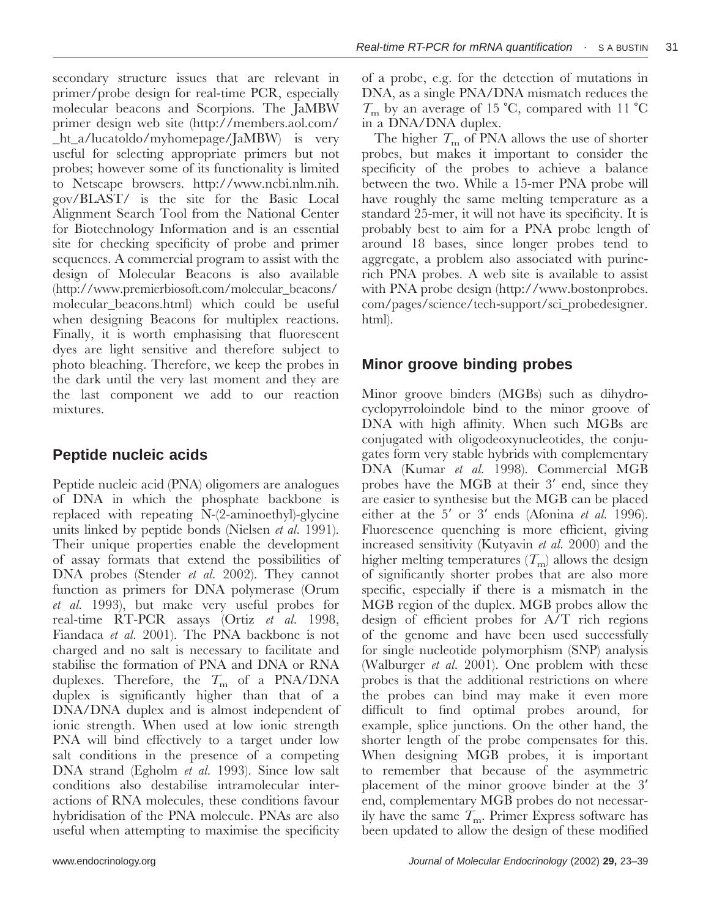secondary structure issues that are relevant in primer/probe design for real-time PCR, especially molecular beacons and Scorpions. The JaMBW primer design web site (http://members.aol.com/_ht_a/lucatoldo/myhomepage/JaMBW) is very useful for selecting appropriate primers but not probes; however some of its functionality is limited to Netscape browsers. http://www.ncbi.nlm.nih.gov/BLAST/ is the site for the Basic Local Alignment Search Tool from the National Center for Biotechnology Information and is an essential site for checking specificity of probe and primer sequences. A commercial program to assist with the design of Molecular Beacons is also available (http://www.premierbiosoft.com/molecular_beacons/molecular_beacons.html) which could be useful when designing Beacons for multiplex reactions. Finally, it is worth emphasising that fluorescent dyes are light sensitive and therefore subject to photo bleaching. Therefore, we keep the probes in the dark until the very last moment and they are the last component we add to our reaction mixtures.

## Peptide nucleic acids

Peptide nucleic acid (PNA) oligomers are analogues of DNA in which the phosphate backbone is replaced with repeating N-(2-aminoethyl)-glycine units linked by peptide bonds (Nielsen *et al.* 1991). Their unique properties enable the development of assay formats that extend the possibilities of DNA probes (Stender *et al.* 2002). They cannot function as primers for DNA polymerase (Orum *et al.* 1993), but make very useful probes for real-time RT-PCR assays (Ortiz *et al.* 1998, Fiandaca *et al.* 2001). The PNA backbone is not charged and no salt is necessary to facilitate and stabilise the formation of PNA and DNA or RNA duplexes. Therefore, the $T_m$ of a PNA/DNA duplex is significantly higher than that of a DNA/DNA duplex and is almost independent of ionic strength. When used at low ionic strength PNA will bind effectively to a target under low salt conditions in the presence of a competing DNA strand (Egholm *et al.* 1993). Since low salt conditions also destabilise intramolecular interactions of RNA molecules, these conditions favour hybridisation of the PNA molecule. PNAs are also useful when attempting to maximise the specificity of a probe, e.g. for the detection of mutations in DNA, as a single PNA/DNA mismatch reduces the $T_m$ by an average of 15 °C, compared with 11 °C in a DNA/DNA duplex.

The higher $T_m$ of PNA allows the use of shorter probes, but makes it important to consider the specificity of the probes to achieve a balance between the two. While a 15-mer PNA probe will have roughly the same melting temperature as a standard 25-mer, it will not have its specificity. It is probably best to aim for a PNA probe length of around 18 bases, since longer probes tend to aggregate, a problem also associated with purine-rich PNA probes. A web site is available to assist with PNA probe design (http://www.bostonprobes.com/pages/science/tech-support/sci_probedesigner.html).

## Minor groove binding probes

Minor groove binders (MGBs) such as dihydrocyclopyrroloindole bind to the minor groove of DNA with high affinity. When such MGBs are conjugated with oligodeoxynucleotides, the conjugates form very stable hybrids with complementary DNA (Kumar *et al.* 1998). Commercial MGB probes have the MGB at their 3′ end, since they are easier to synthesise but the MGB can be placed either at the 5′ or 3′ ends (Afonina *et al.* 1996). Fluorescence quenching is more efficient, giving increased sensitivity (Kutyavin *et al.* 2000) and the higher melting temperatures ($T_m$) allows the design of significantly shorter probes that are also more specific, especially if there is a mismatch in the MGB region of the duplex. MGB probes allow the design of efficient probes for A/T rich regions of the genome and have been used successfully for single nucleotide polymorphism (SNP) analysis (Walburger *et al.* 2001). One problem with these probes is that the additional restrictions on where the probes can bind may make it even more difficult to find optimal probes around, for example, splice junctions. On the other hand, the shorter length of the probe compensates for this. When designing MGB probes, it is important to remember that because of the asymmetric placement of the minor groove binder at the 3′ end, complementary MGB probes do not necessarily have the same $T_m$. Primer Express software has been updated to allow the design of these modified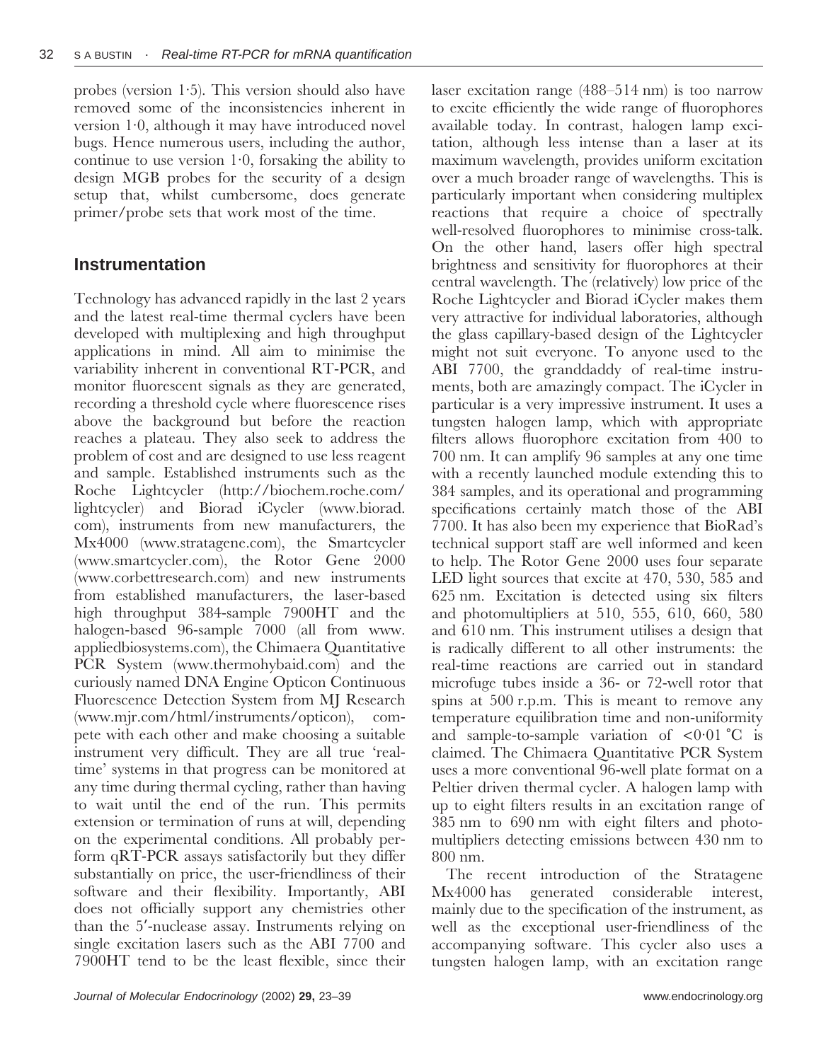probes (version 1·5). This version should also have removed some of the inconsistencies inherent in version 1·0, although it may have introduced novel bugs. Hence numerous users, including the author, continue to use version 1·0, forsaking the ability to design MGB probes for the security of a design setup that, whilst cumbersome, does generate primer/probe sets that work most of the time.

## Instrumentation

Technology has advanced rapidly in the last 2 years and the latest real-time thermal cyclers have been developed with multiplexing and high throughput applications in mind. All aim to minimise the variability inherent in conventional RT-PCR, and monitor fluorescent signals as they are generated, recording a threshold cycle where fluorescence rises above the background but before the reaction reaches a plateau. They also seek to address the problem of cost and are designed to use less reagent and sample. Established instruments such as the Roche Lightcycler (http://biochem.roche.com/lightcycler) and Biorad iCycler (www.biorad.com), instruments from new manufacturers, the Mx4000 (www.stratagene.com), the Smartcycler (www.smartcycler.com), the Rotor Gene 2000 (www.corbettresearch.com) and new instruments from established manufacturers, the laser-based high throughput 384-sample 7900HT and the halogen-based 96-sample 7000 (all from www.appliedbiosystems.com), the Chimaera Quantitative PCR System (www.thermohybaid.com) and the curiously named DNA Engine Opticon Continuous Fluorescence Detection System from MJ Research (www.mjr.com/html/instruments/opticon), compete with each other and make choosing a suitable instrument very difficult. They are all true 'real-time' systems in that progress can be monitored at any time during thermal cycling, rather than having to wait until the end of the run. This permits extension or termination of runs at will, depending on the experimental conditions. All probably perform qRT-PCR assays satisfactorily but they differ substantially on price, the user-friendliness of their software and their flexibility. Importantly, ABI does not officially support any chemistries other than the 5′-nuclease assay. Instruments relying on single excitation lasers such as the ABI 7700 and 7900HT tend to be the least flexible, since their laser excitation range (488–514 nm) is too narrow to excite efficiently the wide range of fluorophores available today. In contrast, halogen lamp excitation, although less intense than a laser at its maximum wavelength, provides uniform excitation over a much broader range of wavelengths. This is particularly important when considering multiplex reactions that require a choice of spectrally well-resolved fluorophores to minimise cross-talk. On the other hand, lasers offer high spectral brightness and sensitivity for fluorophores at their central wavelength. The (relatively) low price of the Roche Lightcycler and Biorad iCycler makes them very attractive for individual laboratories, although the glass capillary-based design of the Lightcycler might not suit everyone. To anyone used to the ABI 7700, the granddaddy of real-time instruments, both are amazingly compact. The iCycler in particular is a very impressive instrument. It uses a tungsten halogen lamp, which with appropriate filters allows fluorophore excitation from 400 to 700 nm. It can amplify 96 samples at any one time with a recently launched module extending this to 384 samples, and its operational and programming specifications certainly match those of the ABI 7700. It has also been my experience that BioRad's technical support staff are well informed and keen to help. The Rotor Gene 2000 uses four separate LED light sources that excite at 470, 530, 585 and 625 nm. Excitation is detected using six filters and photomultipliers at 510, 555, 610, 660, 580 and 610 nm. This instrument utilises a design that is radically different to all other instruments: the real-time reactions are carried out in standard microfuge tubes inside a 36- or 72-well rotor that spins at 500 r.p.m. This is meant to remove any temperature equilibration time and non-uniformity and sample-to-sample variation of <0·01 °C is claimed. The Chimaera Quantitative PCR System uses a more conventional 96-well plate format on a Peltier driven thermal cycler. A halogen lamp with up to eight filters results in an excitation range of 385 nm to 690 nm with eight filters and photomultipliers detecting emissions between 430 nm to 800 nm.

The recent introduction of the Stratagene Mx4000 has generated considerable interest, mainly due to the specification of the instrument, as well as the exceptional user-friendliness of the accompanying software. This cycler also uses a tungsten halogen lamp, with an excitation range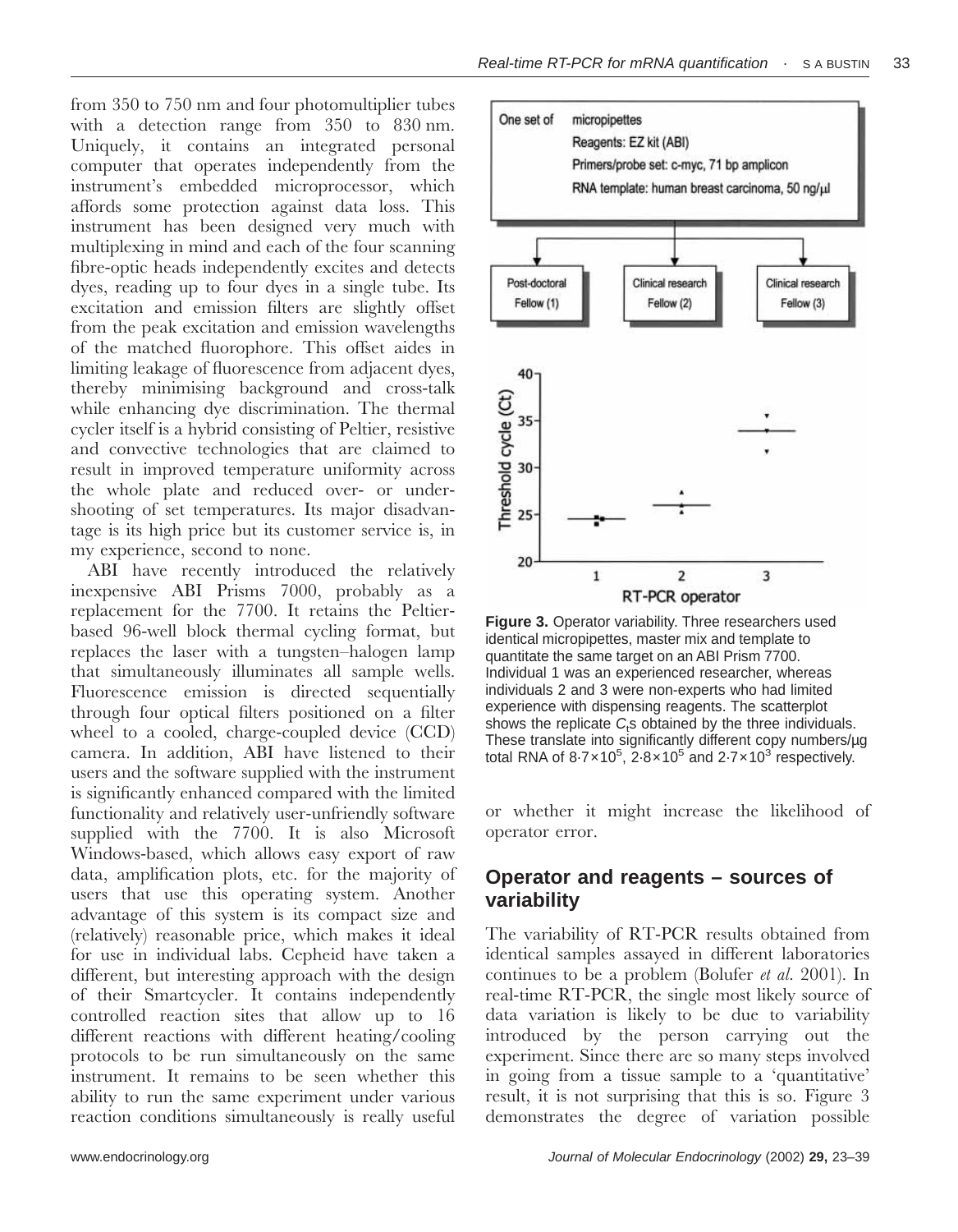from 350 to 750 nm and four photomultiplier tubes with a detection range from 350 to 830 nm. Uniquely, it contains an integrated personal computer that operates independently from the instrument's embedded microprocessor, which affords some protection against data loss. This instrument has been designed very much with multiplexing in mind and each of the four scanning fibre-optic heads independently excites and detects dyes, reading up to four dyes in a single tube. Its excitation and emission filters are slightly offset from the peak excitation and emission wavelengths of the matched fluorophore. This offset aides in limiting leakage of fluorescence from adjacent dyes, thereby minimising background and cross-talk while enhancing dye discrimination. The thermal cycler itself is a hybrid consisting of Peltier, resistive and convective technologies that are claimed to result in improved temperature uniformity across the whole plate and reduced over- or under-shooting of set temperatures. Its major disadvantage is its high price but its customer service is, in my experience, second to none.

ABI have recently introduced the relatively inexpensive ABI Prisms 7000, probably as a replacement for the 7700. It retains the Peltier-based 96-well block thermal cycling format, but replaces the laser with a tungsten–halogen lamp that simultaneously illuminates all sample wells. Fluorescence emission is directed sequentially through four optical filters positioned on a filter wheel to a cooled, charge-coupled device (CCD) camera. In addition, ABI have listened to their users and the software supplied with the instrument is significantly enhanced compared with the limited functionality and relatively user-unfriendly software supplied with the 7700. It is also Microsoft Windows-based, which allows easy export of raw data, amplification plots, etc. for the majority of users that use this operating system. Another advantage of this system is its compact size and (relatively) reasonable price, which makes it ideal for use in individual labs. Cepheid have taken a different, but interesting approach with the design of their Smartcycler. It contains independently controlled reaction sites that allow up to 16 different reactions with different heating/cooling protocols to be run simultaneously on the same instrument. It remains to be seen whether this ability to run the same experiment under various reaction conditions simultaneously is really useful or whether it might increase the likelihood of operator error.

One set of micropipettes
Reagents: EZ kit (ABI)
Primers/probe set: c-myc, 71 bp amplicon
RNA template: human breast carcinoma, 50 ng/μl

Post-doctoral Fellow (1) | Clinical research Fellow (2) | Clinical research Fellow (3)

**Figure 3.** Operator variability. Three researchers used identical micropipettes, master mix and template to quantitate the same target on an ABI Prism 7700. Individual 1 was an experienced researcher, whereas individuals 2 and 3 were non-experts who had limited experience with dispensing reagents. The scatterplot shows the replicate $C_t$s obtained by the three individuals. These translate into significantly different copy numbers/μg total RNA of $8{\cdot}7\times10^5$, $2{\cdot}8\times10^5$ and $2{\cdot}7\times10^3$ respectively.

## Operator and reagents – sources of variability

The variability of RT-PCR results obtained from identical samples assayed in different laboratories continues to be a problem (Bolufer *et al.* 2001). In real-time RT-PCR, the single most likely source of data variation is likely to be due to variability introduced by the person carrying out the experiment. Since there are so many steps involved in going from a tissue sample to a 'quantitative' result, it is not surprising that this is so. Figure 3 demonstrates the degree of variation possible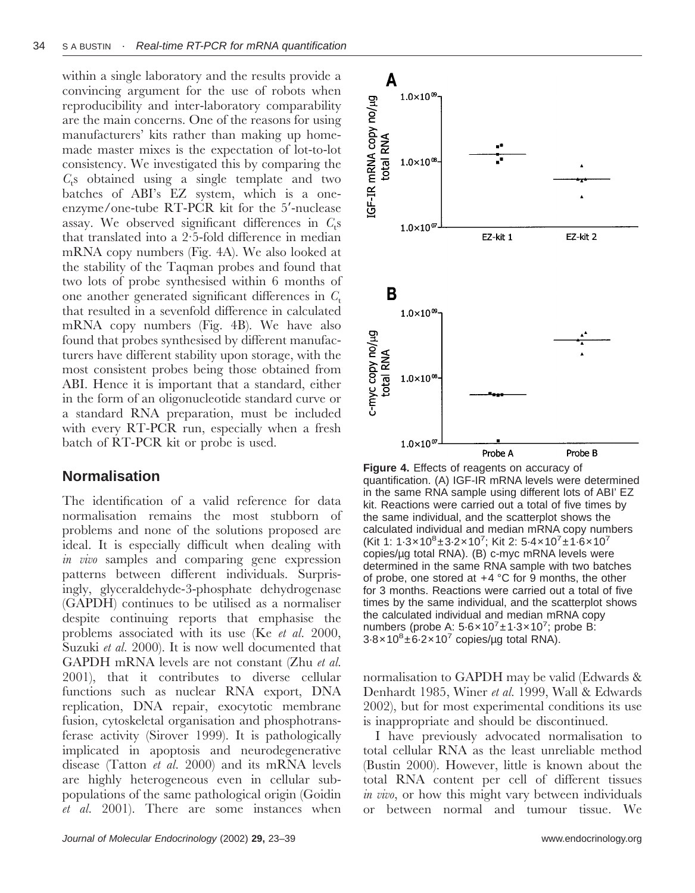within a single laboratory and the results provide a convincing argument for the use of robots when reproducibility and inter-laboratory comparability are the main concerns. One of the reasons for using manufacturers' kits rather than making up home-made master mixes is the expectation of lot-to-lot consistency. We investigated this by comparing the $C_t$s obtained using a single template and two batches of ABI's EZ system, which is a one-enzyme/one-tube RT-PCR kit for the 5′-nuclease assay. We observed significant differences in $C_t$s that translated into a 2·5-fold difference in median mRNA copy numbers (Fig. 4A). We also looked at the stability of the Taqman probes and found that two lots of probe synthesised within 6 months of one another generated significant differences in $C_t$ that resulted in a sevenfold difference in calculated mRNA copy numbers (Fig. 4B). We have also found that probes synthesised by different manufacturers have different stability upon storage, with the most consistent probes being those obtained from ABI. Hence it is important that a standard, either in the form of an oligonucleotide standard curve or a standard RNA preparation, must be included with every RT-PCR run, especially when a fresh batch of RT-PCR kit or probe is used.

**Figure 4.** Effects of reagents on accuracy of quantification. (A) IGF-IR mRNA levels were determined in the same RNA sample using different lots of ABI' EZ kit. Reactions were carried out a total of five times by the same individual, and the scatterplot shows the calculated individual and median mRNA copy numbers (Kit 1: $1{\cdot}3\times10^{8}\pm3{\cdot}2\times10^{7}$; Kit 2: $5{\cdot}4\times10^{7}\pm1{\cdot}6\times10^{7}$ copies/µg total RNA). (B) c-myc mRNA levels were determined in the same RNA sample with two batches of probe, one stored at +4 °C for 9 months, the other for 3 months. Reactions were carried out a total of five times by the same individual, and the scatterplot shows the calculated individual and median mRNA copy numbers (probe A: $5{\cdot}6\times10^{7}\pm1{\cdot}3\times10^{7}$; probe B: $3{\cdot}8\times10^{8}\pm6{\cdot}2\times10^{7}$ copies/µg total RNA).

## Normalisation

The identification of a valid reference for data normalisation remains the most stubborn of problems and none of the solutions proposed are ideal. It is especially difficult when dealing with *in vivo* samples and comparing gene expression patterns between different individuals. Surprisingly, glyceraldehyde-3-phosphate dehydrogenase (GAPDH) continues to be utilised as a normaliser despite continuing reports that emphasise the problems associated with its use (Ke *et al.* 2000, Suzuki *et al.* 2000). It is now well documented that GAPDH mRNA levels are not constant (Zhu *et al.* 2001), that it contributes to diverse cellular functions such as nuclear RNA export, DNA replication, DNA repair, exocytotic membrane fusion, cytoskeletal organisation and phosphotransferase activity (Sirover 1999). It is pathologically implicated in apoptosis and neurodegenerative disease (Tatton *et al.* 2000) and its mRNA levels are highly heterogeneous even in cellular subpopulations of the same pathological origin (Goidin *et al.* 2001). There are some instances when normalisation to GAPDH may be valid (Edwards & Denhardt 1985, Winer *et al.* 1999, Wall & Edwards 2002), but for most experimental conditions its use is inappropriate and should be discontinued.

I have previously advocated normalisation to total cellular RNA as the least unreliable method (Bustin 2000). However, little is known about the total RNA content per cell of different tissues *in vivo*, or how this might vary between individuals or between normal and tumour tissue. We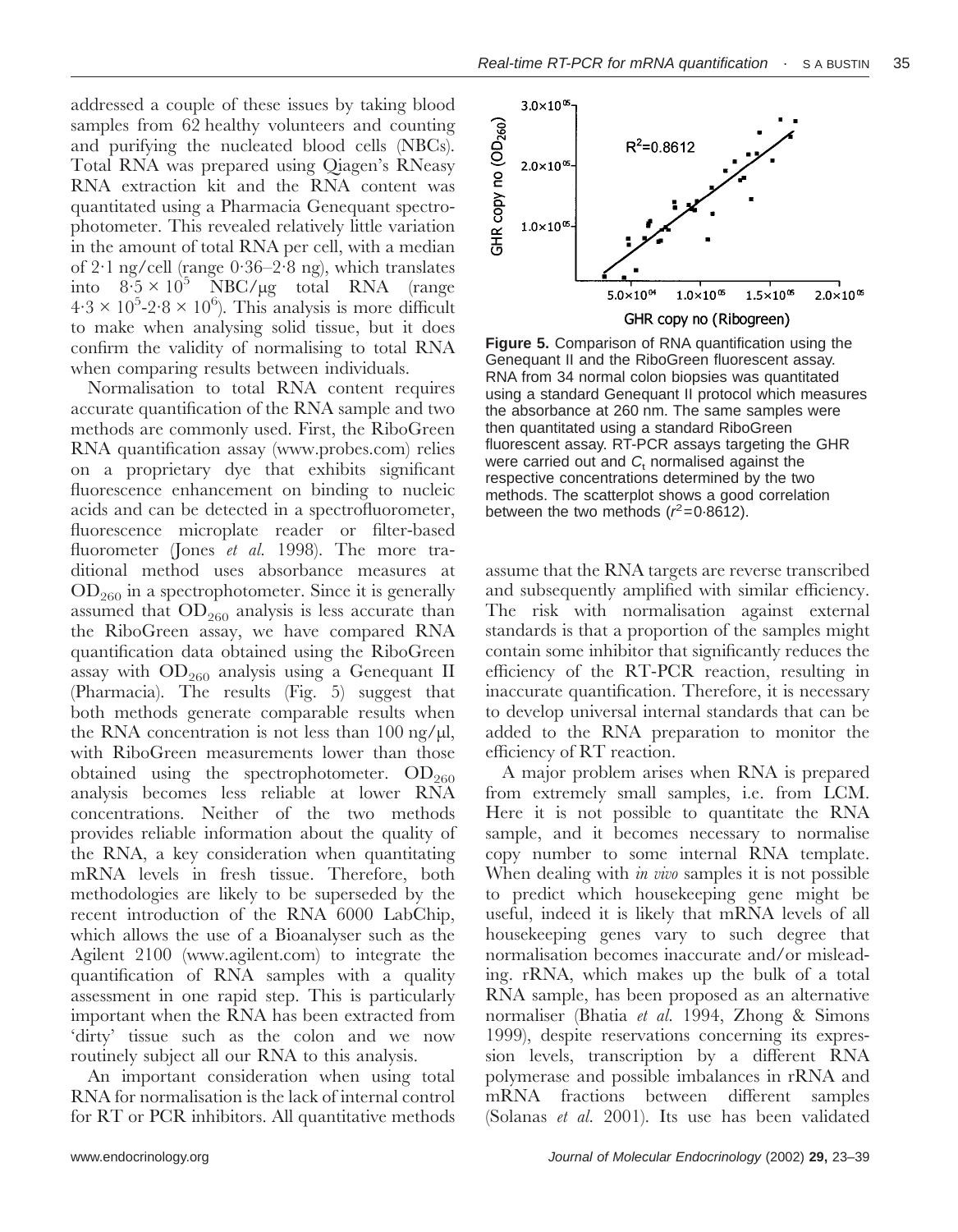addressed a couple of these issues by taking blood samples from 62 healthy volunteers and counting and purifying the nucleated blood cells (NBCs). Total RNA was prepared using Qiagen's RNeasy RNA extraction kit and the RNA content was quantitated using a Pharmacia Genequant spectrophotometer. This revealed relatively little variation in the amount of total RNA per cell, with a median of 2·1 ng/cell (range 0·36–2·8 ng), which translates into $8{\cdot}5 \times 10^5$ NBC/μg total RNA (range $4{\cdot}3 \times 10^5$-$2{\cdot}8 \times 10^6$). This analysis is more difficult to make when analysing solid tissue, but it does confirm the validity of normalising to total RNA when comparing results between individuals.

Normalisation to total RNA content requires accurate quantification of the RNA sample and two methods are commonly used. First, the RiboGreen RNA quantification assay (www.probes.com) relies on a proprietary dye that exhibits significant fluorescence enhancement on binding to nucleic acids and can be detected in a spectrofluorometer, fluorescence microplate reader or filter-based fluorometer (Jones *et al.* 1998). The more traditional method uses absorbance measures at $OD_{260}$ in a spectrophotometer. Since it is generally assumed that $OD_{260}$ analysis is less accurate than the RiboGreen assay, we have compared RNA quantification data obtained using the RiboGreen assay with $OD_{260}$ analysis using a Genequant II (Pharmacia). The results (Fig. 5) suggest that both methods generate comparable results when the RNA concentration is not less than 100 ng/μl, with RiboGreen measurements lower than those obtained using the spectrophotometer. $OD_{260}$ analysis becomes less reliable at lower RNA concentrations. Neither of the two methods provides reliable information about the quality of the RNA, a key consideration when quantitating mRNA levels in fresh tissue. Therefore, both methodologies are likely to be superseded by the recent introduction of the RNA 6000 LabChip, which allows the use of a Bioanalyser such as the Agilent 2100 (www.agilent.com) to integrate the quantification of RNA samples with a quality assessment in one rapid step. This is particularly important when the RNA has been extracted from 'dirty' tissue such as the colon and we now routinely subject all our RNA to this analysis.

An important consideration when using total RNA for normalisation is the lack of internal control for RT or PCR inhibitors. All quantitative methods assume that the RNA targets are reverse transcribed and subsequently amplified with similar efficiency. The risk with normalisation against external standards is that a proportion of the samples might contain some inhibitor that significantly reduces the efficiency of the RT-PCR reaction, resulting in inaccurate quantification. Therefore, it is necessary to develop universal internal standards that can be added to the RNA preparation to monitor the efficiency of RT reaction.

A major problem arises when RNA is prepared from extremely small samples, i.e. from LCM. Here it is not possible to quantitate the RNA sample, and it becomes necessary to normalise copy number to some internal RNA template. When dealing with *in vivo* samples it is not possible to predict which housekeeping gene might be useful, indeed it is likely that mRNA levels of all housekeeping genes vary to such degree that normalisation becomes inaccurate and/or misleading. rRNA, which makes up the bulk of a total RNA sample, has been proposed as an alternative normaliser (Bhatia *et al.* 1994, Zhong & Simons 1999), despite reservations concerning its expression levels, transcription by a different RNA polymerase and possible imbalances in rRNA and mRNA fractions between different samples (Solanas *et al.* 2001). Its use has been validated

GHR copy no ($OD_{260}$)
3.0×10⁰⁵
2.0×10⁰⁵
1.0×10⁰⁵
$R^2$=0.8612
5.0×10⁰⁴
1.0×10⁰⁵
1.5×10⁰⁵
2.0×10⁰⁵
GHR copy no (Ribogreen)

**Figure 5.** Comparison of RNA quantification using the Genequant II and the RiboGreen fluorescent assay. RNA from 34 normal colon biopsies was quantitated using a standard Genequant II protocol which measures the absorbance at 260 nm. The same samples were then quantitated using a standard RiboGreen fluorescent assay. RT-PCR assays targeting the GHR were carried out and $C_t$ normalised against the respective concentrations determined by the two methods. The scatterplot shows a good correlation between the two methods ($r^2$=0·8612).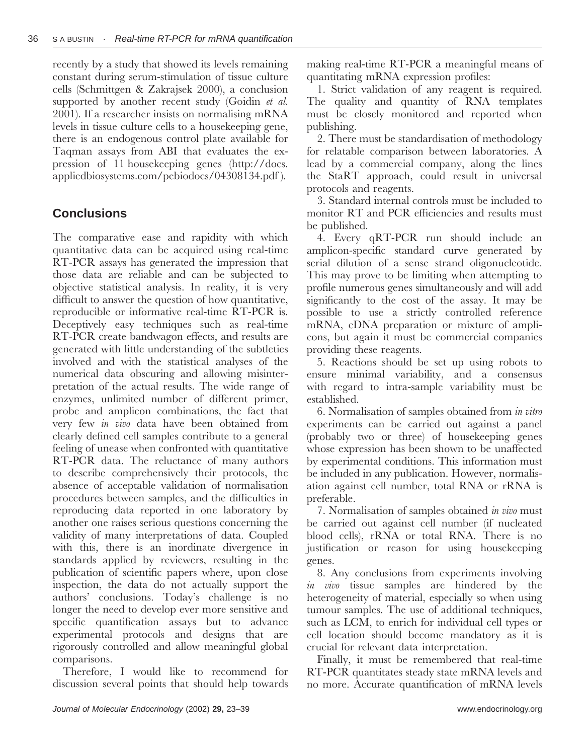recently by a study that showed its levels remaining constant during serum-stimulation of tissue culture cells (Schmittgen & Zakrajsek 2000), a conclusion supported by another recent study (Goidin *et al.* 2001). If a researcher insists on normalising mRNA levels in tissue culture cells to a housekeeping gene, there is an endogenous control plate available for Taqman assays from ABI that evaluates the expression of 11 housekeeping genes (http://docs.appliedbiosystems.com/pebiodocs/04308134.pdf).

## Conclusions

The comparative ease and rapidity with which quantitative data can be acquired using real-time RT-PCR assays has generated the impression that those data are reliable and can be subjected to objective statistical analysis. In reality, it is very difficult to answer the question of how quantitative, reproducible or informative real-time RT-PCR is. Deceptively easy techniques such as real-time RT-PCR create bandwagon effects, and results are generated with little understanding of the subtleties involved and with the statistical analyses of the numerical data obscuring and allowing misinterpretation of the actual results. The wide range of enzymes, unlimited number of different primer, probe and amplicon combinations, the fact that very few *in vivo* data have been obtained from clearly defined cell samples contribute to a general feeling of unease when confronted with quantitative RT-PCR data. The reluctance of many authors to describe comprehensively their protocols, the absence of acceptable validation of normalisation procedures between samples, and the difficulties in reproducing data reported in one laboratory by another one raises serious questions concerning the validity of many interpretations of data. Coupled with this, there is an inordinate divergence in standards applied by reviewers, resulting in the publication of scientific papers where, upon close inspection, the data do not actually support the authors' conclusions. Today's challenge is no longer the need to develop ever more sensitive and specific quantification assays but to advance experimental protocols and designs that are rigorously controlled and allow meaningful global comparisons.

Therefore, I would like to recommend for discussion several points that should help towards making real-time RT-PCR a meaningful means of quantitating mRNA expression profiles:

1. Strict validation of any reagent is required. The quality and quantity of RNA templates must be closely monitored and reported when publishing.

2. There must be standardisation of methodology for relatable comparison between laboratories. A lead by a commercial company, along the lines the StaRT approach, could result in universal protocols and reagents.

3. Standard internal controls must be included to monitor RT and PCR efficiencies and results must be published.

4. Every qRT-PCR run should include an amplicon-specific standard curve generated by serial dilution of a sense strand oligonucleotide. This may prove to be limiting when attempting to profile numerous genes simultaneously and will add significantly to the cost of the assay. It may be possible to use a strictly controlled reference mRNA, cDNA preparation or mixture of amplicons, but again it must be commercial companies providing these reagents.

5. Reactions should be set up using robots to ensure minimal variability, and a consensus with regard to intra-sample variability must be established.

6. Normalisation of samples obtained from *in vitro* experiments can be carried out against a panel (probably two or three) of housekeeping genes whose expression has been shown to be unaffected by experimental conditions. This information must be included in any publication. However, normalisation against cell number, total RNA or rRNA is preferable.

7. Normalisation of samples obtained *in vivo* must be carried out against cell number (if nucleated blood cells), rRNA or total RNA. There is no justification or reason for using housekeeping genes.

8. Any conclusions from experiments involving *in vivo* tissue samples are hindered by the heterogeneity of material, especially so when using tumour samples. The use of additional techniques, such as LCM, to enrich for individual cell types or cell location should become mandatory as it is crucial for relevant data interpretation.

Finally, it must be remembered that real-time RT-PCR quantitates steady state mRNA levels and no more. Accurate quantification of mRNA levels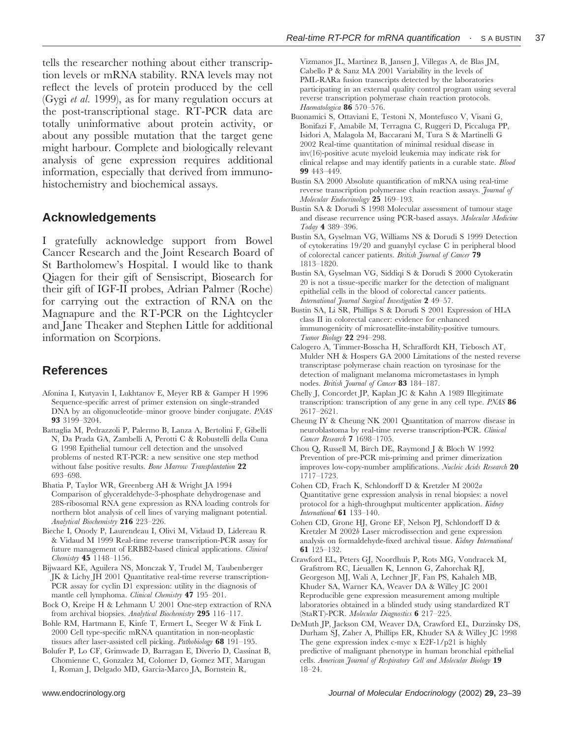tells the researcher nothing about either transcription levels or mRNA stability. RNA levels may not reflect the levels of protein produced by the cell (Gygi *et al.* 1999), as for many regulation occurs at the post-transcriptional stage. RT-PCR data are totally uninformative about protein activity, or about any possible mutation that the target gene might harbour. Complete and biologically relevant analysis of gene expression requires additional information, especially that derived from immunohistochemistry and biochemical assays.

## Acknowledgements

I gratefully acknowledge support from Bowel Cancer Research and the Joint Research Board of St Bartholomew's Hospital. I would like to thank Qiagen for their gift of Sensiscript, Biosearch for their gift of IGF-II probes, Adrian Palmer (Roche) for carrying out the extraction of RNA on the Magnapure and the RT-PCR on the Lightcycler and Jane Theaker and Stephen Little for additional information on Scorpions.

## References

Afonina I, Kutyavin I, Lukhtanov E, Meyer RB & Gamper H 1996 Sequence-specific arrest of primer extension on single-stranded DNA by an oligonucleotide–minor groove binder conjugate. *PNAS* **93** 3199–3204.

Battaglia M, Pedrazzoli P, Palermo B, Lanza A, Bertolini F, Gibelli N, Da Prada GA, Zambelli A, Perotti C & Robustelli della Cuna G 1998 Epithelial tumour cell detection and the unsolved problems of nested RT-PCR: a new sensitive one step method without false positive results. *Bone Marrow Transplantation* **22** 693–698.

Bhatia P, Taylor WR, Greenberg AH & Wright JA 1994 Comparison of glyceraldehyde-3-phosphate dehydrogenase and 28S-ribosomal RNA gene expression as RNA loading controls for northern blot analysis of cell lines of varying malignant potential. *Analytical Biochemistry* **216** 223–226.

Bieche I, Onody P, Laurendeau I, Olivi M, Vidaud D, Lidereau R & Vidaud M 1999 Real-time reverse transcription-PCR assay for future management of ERBB2-based clinical applications. *Clinical Chemistry* **45** 1148–1156.

Bijwaard KE, Aguilera NS, Monczak Y, Trudel M, Taubenberger JK & Lichy JH 2001 Quantitative real-time reverse transcription-PCR assay for cyclin D1 expression: utility in the diagnosis of mantle cell lymphoma. *Clinical Chemistry* **47** 195–201.

Bock O, Kreipe H & Lehmann U 2001 One-step extraction of RNA from archival biopsies. *Analytical Biochemistry* **295** 116–117.

Bohle RM, Hartmann E, Kinfe T, Ermert L, Seeger W & Fink L 2000 Cell type-specific mRNA quantitation in non-neoplastic tissues after laser-assisted cell picking. *Pathobiology* **68** 191–195.

Bolufer P, Lo CF, Grimwade D, Barragan E, Diverio D, Cassinat B, Chomienne C, Gonzalez M, Colomer D, Gomez MT, Marugan I, Roman J, Delgado MD, Garcia-Marco JA, Bornstein R, Vizmanos JL, Martinez B, Jansen J, Villegas A, de Blas JM, Cabello P & Sanz MA 2001 Variability in the levels of PML-RARa fusion transcripts detected by the laboratories participating in an external quality control program using several reverse transcription polymerase chain reaction protocols. *Haematologica* **86** 570–576.

Buonamici S, Ottaviani E, Testoni N, Montefusco V, Visani G, Bonifazi F, Amabile M, Terragna C, Ruggeri D, Piccaluga PP, Isidori A, Malagola M, Baccarani M, Tura S & Martinelli G 2002 Real-time quantitation of minimal residual disease in inv(16)-positive acute myeloid leukemia may indicate risk for clinical relapse and may identify patients in a curable state. *Blood* **99** 443–449.

Bustin SA 2000 Absolute quantification of mRNA using real-time reverse transcription polymerase chain reaction assays. *Journal of Molecular Endocrinology* **25** 169–193.

Bustin SA & Dorudi S 1998 Molecular assessment of tumour stage and disease recurrence using PCR-based assays. *Molecular Medicine Today* **4** 389–396.

Bustin SA, Gyselman VG, Williams NS & Dorudi S 1999 Detection of cytokeratins 19/20 and guanylyl cyclase C in peripheral blood of colorectal cancer patients. *British Journal of Cancer* **79** 1813–1820.

Bustin SA, Gyselman VG, Siddiqi S & Dorudi S 2000 Cytokeratin 20 is not a tissue-specific marker for the detection of malignant epithelial cells in the blood of colorectal cancer patients. *International Journal Surgical Investigation* **2** 49–57.

Bustin SA, Li SR, Phillips S & Dorudi S 2001 Expression of HLA class II in colorectal cancer: evidence for enhanced immunogenicity of microsatellite-instability-positive tumours. *Tumor Biology* **22** 294–298.

Calogero A, Timmer-Bosscha H, Schraffordt KH, Tiebosch AT, Mulder NH & Hospers GA 2000 Limitations of the nested reverse transcriptase polymerase chain reaction on tyrosinase for the detection of malignant melanoma micrometastases in lymph nodes. *British Journal of Cancer* **83** 184–187.

Chelly J, Concordet JP, Kaplan JC & Kahn A 1989 Illegitimate transcription: transcription of any gene in any cell type. *PNAS* **86** 2617–2621.

Cheung IY & Cheung NK 2001 Quantitation of marrow disease in neuroblastoma by real-time reverse transcription-PCR. *Clinical Cancer Research* **7** 1698–1705.

Chou Q, Russell M, Birch DE, Raymond J & Bloch W 1992 Prevention of pre-PCR mis-priming and primer dimerization improves low-copy-number amplifications. *Nucleic Acids Research* **20** 1717–1723.

Cohen CD, Frach K, Schlondorff D & Kretzler M 2002*a* Quantitative gene expression analysis in renal biopsies: a novel protocol for a high-throughput multicenter application. *Kidney International* **61** 133–140.

Cohen CD, Grone HJ, Grone EF, Nelson PJ, Schlondorff D & Kretzler M 2002*b* Laser microdissection and gene expression analysis on formaldehyde-fixed archival tissue. *Kidney International* **61** 125–132.

Crawford EL, Peters GJ, Noordhuis P, Rots MG, Vondracek M, Grafstrom RC, Lieuallen K, Lennon G, Zahorchak RJ, Georgeson MJ, Wali A, Lechner JF, Fan PS, Kahaleh MB, Khuder SA, Warner KA, Weaver DA & Willey JC 2001 Reproducible gene expression measurement among multiple laboratories obtained in a blinded study using standardized RT (StaRT)-PCR. *Molecular Diagnostics* **6** 217–225.

DeMuth JP, Jackson CM, Weaver DA, Crawford EL, Durzinsky DS, Durham SJ, Zaher A, Phillips ER, Khuder SA & Willey JC 1998 The gene expression index c-myc x E2F-1/p21 is highly predictive of malignant phenotype in human bronchial epithelial cells. *American Journal of Respiratory Cell and Molecular Biology* **19** 18–24.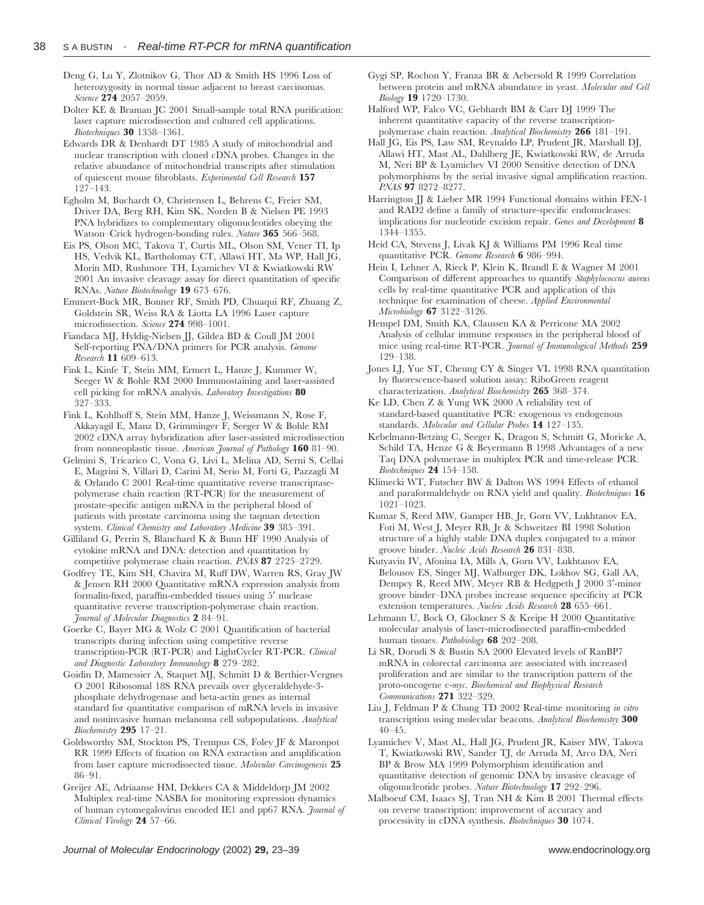Deng G, Lu Y, Zlotnikov G, Thor AD & Smith HS 1996 Loss of heterozygosity in normal tissue adjacent to breast carcinomas. *Science* **274** 2057–2059.

Dolter KE & Braman JC 2001 Small-sample total RNA purification: laser capture microdissection and cultured cell applications. *Biotechniques* **30** 1358–1361.

Edwards DR & Denhardt DT 1985 A study of mitochondrial and nuclear transcription with cloned cDNA probes. Changes in the relative abundance of mitochondrial transcripts after stimulation of quiescent mouse fibroblasts. *Experimental Cell Research* **157** 127–143.

Egholm M, Buchardt O, Christensen L, Behrens C, Freier SM, Driver DA, Berg RH, Kim SK, Norden B & Nielsen PE 1993 PNA hybridizes to complementary oligonucleotides obeying the Watson–Crick hydrogen-bonding rules. *Nature* **365** 566–568.

Eis PS, Olson MC, Takova T, Curtis ML, Olson SM, Vener TI, Ip HS, Vedvik KL, Bartholomay CT, Allawi HT, Ma WP, Hall JG, Morin MD, Rushmore TH, Lyamichev VI & Kwiatkowski RW 2001 An invasive cleavage assay for direct quantitation of specific RNAs. *Nature Biotechnology* **19** 673–676.

Emmert-Buck MR, Bonner RF, Smith PD, Chuaqui RF, Zhuang Z, Goldstein SR, Weiss RA & Liotta LA 1996 Laser capture microdissection. *Science* **274** 998–1001.

Fiandaca MJ, Hyldig-Nielsen JJ, Gildea BD & Coull JM 2001 Self-reporting PNA/DNA primers for PCR analysis. *Genome Research* **11** 609–613.

Fink L, Kinfe T, Stein MM, Ermert L, Hanze J, Kummer W, Seeger W & Bohle RM 2000 Immunostaining and laser-assisted cell picking for mRNA analysis. *Laboratory Investigations* **80** 327–333.

Fink L, Kohlhoff S, Stein MM, Hanze J, Weissmann N, Rose F, Akkayagil E, Manz D, Grimminger F, Seeger W & Bohle RM 2002 cDNA array hybridization after laser-assisted microdissection from nonneoplastic tissue. *American Journal of Pathology* **160** 81–90.

Gelmini S, Tricarico C, Vona G, Livi L, Melina AD, Serni S, Cellai E, Magrini S, Villari D, Carini M, Serio M, Forti G, Pazzagli M & Orlando C 2001 Real-time quantitative reverse transcriptase-polymerase chain reaction (RT-PCR) for the measurement of prostate-specific antigen mRNA in the peripheral blood of patients with prostate carcinoma using the taqman detection system. *Clinical Chemistry and Laboratory Medicine* **39** 385–391.

Gilliland G, Perrin S, Blanchard K & Bunn HF 1990 Analysis of cytokine mRNA and DNA: detection and quantitation by competitive polymerase chain reaction. *PNAS* **87** 2725–2729.

Godfrey TE, Kim SH, Chavira M, Ruff DW, Warren RS, Gray JW & Jensen RH 2000 Quantitative mRNA expression analysis from formalin-fixed, paraffin-embedded tissues using 5′ nuclease quantitative reverse transcription-polymerase chain reaction. *Journal of Molecular Diagnostics* **2** 84–91.

Goerke C, Bayer MG & Wolz C 2001 Quantification of bacterial transcripts during infection using competitive reverse transcription-PCR (RT-PCR) and LightCycler RT-PCR. *Clinical and Diagnostic Laboratory Immunology* **8** 279–282.

Goidin D, Mamessier A, Staquet MJ, Schmitt D & Berthier-Vergnes O 2001 Ribosomal 18S RNA prevails over glyceraldehyde-3-phosphate dehydrogenase and beta-actin genes as internal standard for quantitative comparison of mRNA levels in invasive and noninvasive human melanoma cell subpopulations. *Analytical Biochemistry* **295** 17–21.

Goldsworthy SM, Stockton PS, Trempus CS, Foley JF & Maronpot RR 1999 Effects of fixation on RNA extraction and amplification from laser capture microdissected tissue. *Molecular Carcinogenesis* **25** 86–91.

Greijer AE, Adriaanse HM, Dekkers CA & Middeldorp JM 2002 Multiplex real-time NASBA for monitoring expression dynamics of human cytomegalovirus encoded IE1 and pp67 RNA. *Journal of Clinical Virology* **24** 57–66.

Gygi SP, Rochon Y, Franza BR & Aebersold R 1999 Correlation between protein and mRNA abundance in yeast. *Molecular and Cell Biology* **19** 1720–1730.

Halford WP, Falco VC, Gebhardt BM & Carr DJ 1999 The inherent quantitative capacity of the reverse transcription-polymerase chain reaction. *Analytical Biochemistry* **266** 181–191.

Hall JG, Eis PS, Law SM, Reynaldo LP, Prudent JR, Marshall DJ, Allawi HT, Mast AL, Dahlberg JE, Kwiatkowski RW, de Arruda M, Neri BP & Lyamichev VI 2000 Sensitive detection of DNA polymorphisms by the serial invasive signal amplification reaction. *PNAS* **97** 8272–8277.

Harrington JJ & Lieber MR 1994 Functional domains within FEN-1 and RAD2 define a family of structure-specific endonucleases: implications for nucleotide excision repair. *Genes and Development* **8** 1344–1355.

Heid CA, Stevens J, Livak KJ & Williams PM 1996 Real time quantitative PCR. *Genome Research* **6** 986–994.

Hein I, Lehner A, Rieck P, Klein K, Brandl E & Wagner M 2001 Comparison of different approaches to quantify *Staphylococcus aureus* cells by real-time quantitative PCR and application of this technique for examination of cheese. *Applied Environmental Microbiology* **67** 3122–3126.

Hempel DM, Smith KA, Claussen KA & Perricone MA 2002 Analysis of cellular immune responses in the peripheral blood of mice using real-time RT-PCR. *Journal of Immunological Methods* **259** 129–138.

Jones LJ, Yue ST, Cheung CY & Singer VL 1998 RNA quantitation by fluorescence-based solution assay: RiboGreen reagent characterization. *Analytical Biochemistry* **265** 368–374.

Ke LD, Chen Z & Yung WK 2000 A reliability test of standard-based quantitative PCR: exogenous vs endogenous standards. *Molecular and Cellular Probes* **14** 127–135.

Kebelmann-Betzing C, Seeger K, Dragon S, Schmitt G, Moricke A, Schild TA, Henze G & Beyermann B 1998 Advantages of a new Taq DNA polymerase in multiplex PCR and time-release PCR. *Biotechniques* **24** 154–158.

Klimecki WT, Futscher BW & Dalton WS 1994 Effects of ethanol and paraformaldehyde on RNA yield and quality. *Biotechniques* **16** 1021–1023.

Kumar S, Reed MW, Gamper HB, Jr, Gorn VV, Lukhtanov EA, Foti M, West J, Meyer RB, Jr & Schweitzer BI 1998 Solution structure of a highly stable DNA duplex conjugated to a minor groove binder. *Nucleic Acids Research* **26** 831–838.

Kutyavin IV, Afonina IA, Mills A, Gorn VV, Lukhtanov EA, Belousov ES, Singer MJ, Walburger DK, Lokhov SG, Gall AA, Dempcy R, Reed MW, Meyer RB & Hedgpeth J 2000 3′-minor groove binder–DNA probes increase sequence specificity at PCR extension temperatures. *Nucleic Acids Research* **28** 655–661.

Lehmann U, Bock O, Glockner S & Kreipe H 2000 Quantitative molecular analysis of laser-microdissected paraffin-embedded human tissues. *Pathobiology* **68** 202–208.

Li SR, Dorudi S & Bustin SA 2000 Elevated levels of RanBP7 mRNA in colorectal carcinoma are associated with increased proliferation and are similar to the transcription pattern of the proto-oncogene c-*myc*. *Biochemical and Biophysical Research Communications* **271** 322–329.

Liu J, Feldman P & Chung TD 2002 Real-time monitoring *in vitro* transcription using molecular beacons. *Analytical Biochemistry* **300** 40–45.

Lyamichev V, Mast AL, Hall JG, Prudent JR, Kaiser MW, Takova T, Kwiatkowski RW, Sander TJ, de Arruda M, Arco DA, Neri BP & Brow MA 1999 Polymorphism identification and quantitative detection of genomic DNA by invasive cleavage of oligonucleotide probes. *Nature Biotechnology* **17** 292–296.

Malboeuf CM, Isaacs SJ, Tran NH & Kim B 2001 Thermal effects on reverse transcription: improvement of accuracy and processivity in cDNA synthesis. *Biotechniques* **30** 1074.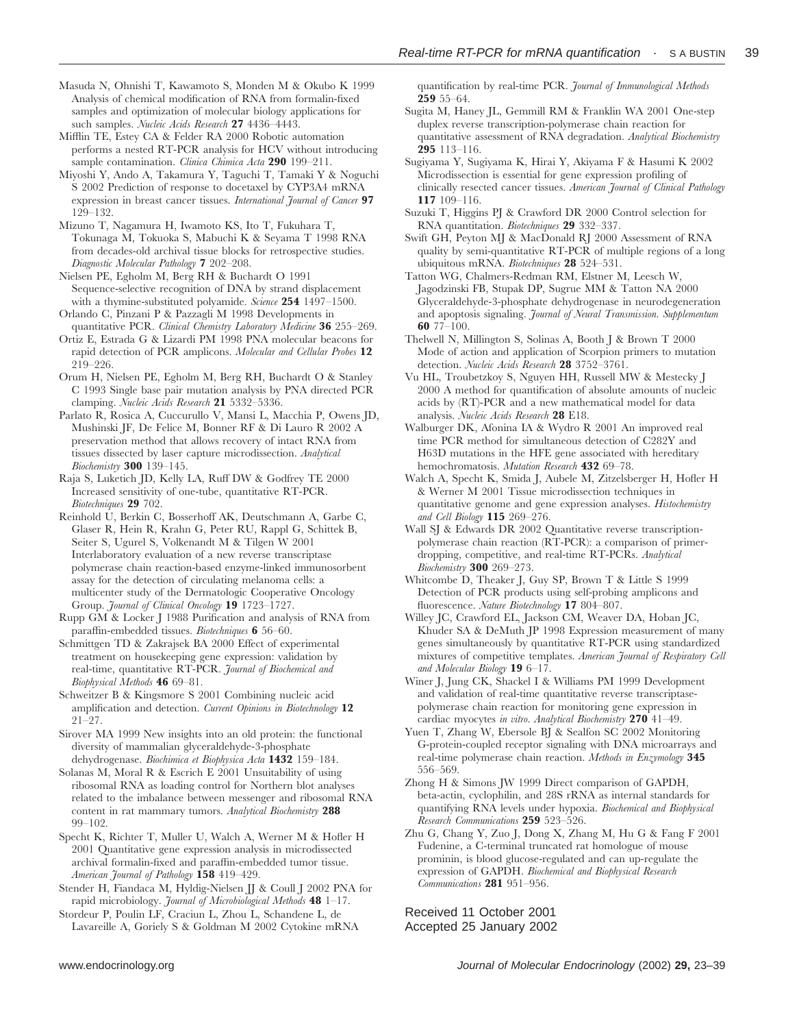Masuda N, Ohnishi T, Kawamoto S, Monden M & Okubo K 1999 Analysis of chemical modification of RNA from formalin-fixed samples and optimization of molecular biology applications for such samples. *Nucleic Acids Research* **27** 4436–4443.

Mifflin TE, Estey CA & Felder RA 2000 Robotic automation performs a nested RT-PCR analysis for HCV without introducing sample contamination. *Clinica Chimica Acta* **290** 199–211.

Miyoshi Y, Ando A, Takamura Y, Taguchi T, Tamaki Y & Noguchi S 2002 Prediction of response to docetaxel by CYP3A4 mRNA expression in breast cancer tissues. *International Journal of Cancer* **97** 129–132.

Mizuno T, Nagamura H, Iwamoto KS, Ito T, Fukuhara T, Tokunaga M, Tokuoka S, Mabuchi K & Seyama T 1998 RNA from decades-old archival tissue blocks for retrospective studies. *Diagnostic Molecular Pathology* **7** 202–208.

Nielsen PE, Egholm M, Berg RH & Buchardt O 1991 Sequence-selective recognition of DNA by strand displacement with a thymine-substituted polyamide. *Science* **254** 1497–1500.

Orlando C, Pinzani P & Pazzagli M 1998 Developments in quantitative PCR. *Clinical Chemistry Laboratory Medicine* **36** 255–269.

Ortiz E, Estrada G & Lizardi PM 1998 PNA molecular beacons for rapid detection of PCR amplicons. *Molecular and Cellular Probes* **12** 219–226.

Orum H, Nielsen PE, Egholm M, Berg RH, Buchardt O & Stanley C 1993 Single base pair mutation analysis by PNA directed PCR clamping. *Nucleic Acids Research* **21** 5332–5336.

Parlato R, Rosica A, Cuccurullo V, Mansi L, Macchia P, Owens JD, Mushinski JF, De Felice M, Bonner RF & Di Lauro R 2002 A preservation method that allows recovery of intact RNA from tissues dissected by laser capture microdissection. *Analytical Biochemistry* **300** 139–145.

Raja S, Luketich JD, Kelly LA, Ruff DW & Godfrey TE 2000 Increased sensitivity of one-tube, quantitative RT-PCR. *Biotechniques* **29** 702.

Reinhold U, Berkin C, Bosserhoff AK, Deutschmann A, Garbe C, Glaser R, Hein R, Krahn G, Peter RU, Rappl G, Schittek B, Seiter S, Ugurel S, Volkenandt M & Tilgen W 2001 Interlaboratory evaluation of a new reverse transcriptase polymerase chain reaction-based enzyme-linked immunosorbent assay for the detection of circulating melanoma cells: a multicenter study of the Dermatologic Cooperative Oncology Group. *Journal of Clinical Oncology* **19** 1723–1727.

Rupp GM & Locker J 1988 Purification and analysis of RNA from paraffin-embedded tissues. *Biotechniques* **6** 56–60.

Schmittgen TD & Zakrajsek BA 2000 Effect of experimental treatment on housekeeping gene expression: validation by real-time, quantitative RT-PCR. *Journal of Biochemical and Biophysical Methods* **46** 69–81.

Schweitzer B & Kingsmore S 2001 Combining nucleic acid amplification and detection. *Current Opinions in Biotechnology* **12** 21–27.

Sirover MA 1999 New insights into an old protein: the functional diversity of mammalian glyceraldehyde-3-phosphate dehydrogenase. *Biochimica et Biophysica Acta* **1432** 159–184.

Solanas M, Moral R & Escrich E 2001 Unsuitability of using ribosomal RNA as loading control for Northern blot analyses related to the imbalance between messenger and ribosomal RNA content in rat mammary tumors. *Analytical Biochemistry* **288** 99–102.

Specht K, Richter T, Muller U, Walch A, Werner M & Hofler H 2001 Quantitative gene expression analysis in microdissected archival formalin-fixed and paraffin-embedded tumor tissue. *American Journal of Pathology* **158** 419–429.

Stender H, Fiandaca M, Hyldig-Nielsen JJ & Coull J 2002 PNA for rapid microbiology. *Journal of Microbiological Methods* **48** 1–17.

Stordeur P, Poulin LF, Craciun L, Zhou L, Schandene L, de Lavareille A, Goriely S & Goldman M 2002 Cytokine mRNA quantification by real-time PCR. *Journal of Immunological Methods* **259** 55–64.

Sugita M, Haney JL, Gemmill RM & Franklin WA 2001 One-step duplex reverse transcription-polymerase chain reaction for quantitative assessment of RNA degradation. *Analytical Biochemistry* **295** 113–116.

Sugiyama Y, Sugiyama K, Hirai Y, Akiyama F & Hasumi K 2002 Microdissection is essential for gene expression profiling of clinically resected cancer tissues. *American Journal of Clinical Pathology* **117** 109–116.

Suzuki T, Higgins PJ & Crawford DR 2000 Control selection for RNA quantitation. *Biotechniques* **29** 332–337.

Swift GH, Peyton MJ & MacDonald RJ 2000 Assessment of RNA quality by semi-quantitative RT-PCR of multiple regions of a long ubiquitous mRNA. *Biotechniques* **28** 524–531.

Tatton WG, Chalmers-Redman RM, Elstner M, Leesch W, Jagodzinski FB, Stupak DP, Sugrue MM & Tatton NA 2000 Glyceraldehyde-3-phosphate dehydrogenase in neurodegeneration and apoptosis signaling. *Journal of Neural Transmission. Supplementum* **60** 77–100.

Thelwell N, Millington S, Solinas A, Booth J & Brown T 2000 Mode of action and application of Scorpion primers to mutation detection. *Nucleic Acids Research* **28** 3752–3761.

Vu HL, Troubetzkoy S, Nguyen HH, Russell MW & Mestecky J 2000 A method for quantification of absolute amounts of nucleic acids by (RT)-PCR and a new mathematical model for data analysis. *Nucleic Acids Research* **28** E18.

Walburger DK, Afonina IA & Wydro R 2001 An improved real time PCR method for simultaneous detection of C282Y and H63D mutations in the HFE gene associated with hereditary hemochromatosis. *Mutation Research* **432** 69–78.

Walch A, Specht K, Smida J, Aubele M, Zitzelsberger H, Hofler H & Werner M 2001 Tissue microdissection techniques in quantitative genome and gene expression analyses. *Histochemistry and Cell Biology* **115** 269–276.

Wall SJ & Edwards DR 2002 Quantitative reverse transcription-polymerase chain reaction (RT-PCR): a comparison of primer-dropping, competitive, and real-time RT-PCRs. *Analytical Biochemistry* **300** 269–273.

Whitcombe D, Theaker J, Guy SP, Brown T & Little S 1999 Detection of PCR products using self-probing amplicons and fluorescence. *Nature Biotechnology* **17** 804–807.

Willey JC, Crawford EL, Jackson CM, Weaver DA, Hoban JC, Khuder SA & DeMuth JP 1998 Expression measurement of many genes simultaneously by quantitative RT-PCR using standardized mixtures of competitive templates. *American Journal of Respiratory Cell and Molecular Biology* **19** 6–17.

Winer J, Jung CK, Shackel I & Williams PM 1999 Development and validation of real-time quantitative reverse transcriptase-polymerase chain reaction for monitoring gene expression in cardiac myocytes *in vitro*. *Analytical Biochemistry* **270** 41–49.

Yuen T, Zhang W, Ebersole BJ & Sealfon SC 2002 Monitoring G-protein-coupled receptor signaling with DNA microarrays and real-time polymerase chain reaction. *Methods in Enzymology* **345** 556–569.

Zhong H & Simons JW 1999 Direct comparison of GAPDH, beta-actin, cyclophilin, and 28S rRNA as internal standards for quantifying RNA levels under hypoxia. *Biochemical and Biophysical Research Communications* **259** 523–526.

Zhu G, Chang Y, Zuo J, Dong X, Zhang M, Hu G & Fang F 2001 Fudenine, a C-terminal truncated rat homologue of mouse prominin, is blood glucose-regulated and can up-regulate the expression of GAPDH. *Biochemical and Biophysical Research Communications* **281** 951–956.

Received 11 October 2001
Accepted 25 January 2002